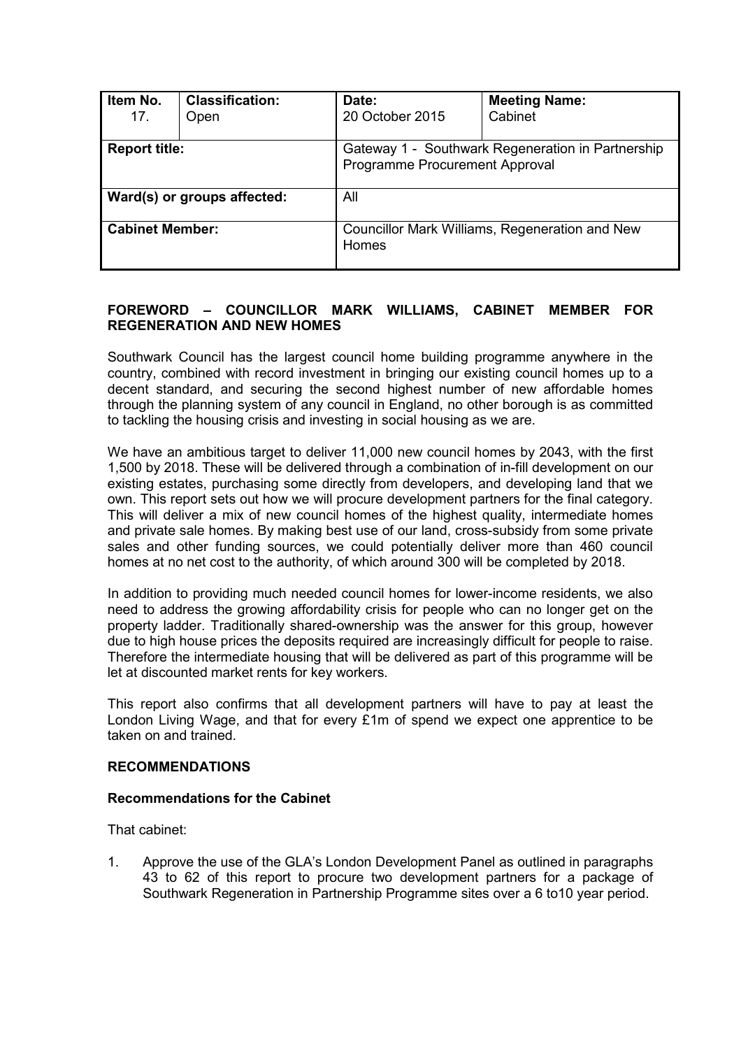| Item No. 17. | Classification: Open | Date: 20 October 2015 | Meeting Name: Cabinet |
|---|---|---|---|
| **Report title:** | | Gateway 1 - Southwark Regeneration in Partnership Programme Procurement Approval | |
| **Ward(s) or groups affected:** | | All | |
| **Cabinet Member:** | | Councillor Mark Williams, Regeneration and New Homes | |

## FOREWORD – COUNCILLOR MARK WILLIAMS, CABINET MEMBER FOR REGENERATION AND NEW HOMES

Southwark Council has the largest council home building programme anywhere in the country, combined with record investment in bringing our existing council homes up to a decent standard, and securing the second highest number of new affordable homes through the planning system of any council in England, no other borough is as committed to tackling the housing crisis and investing in social housing as we are.

We have an ambitious target to deliver 11,000 new council homes by 2043, with the first 1,500 by 2018. These will be delivered through a combination of in-fill development on our existing estates, purchasing some directly from developers, and developing land that we own. This report sets out how we will procure development partners for the final category. This will deliver a mix of new council homes of the highest quality, intermediate homes and private sale homes. By making best use of our land, cross-subsidy from some private sales and other funding sources, we could potentially deliver more than 460 council homes at no net cost to the authority, of which around 300 will be completed by 2018.

In addition to providing much needed council homes for lower-income residents, we also need to address the growing affordability crisis for people who can no longer get on the property ladder. Traditionally shared-ownership was the answer for this group, however due to high house prices the deposits required are increasingly difficult for people to raise. Therefore the intermediate housing that will be delivered as part of this programme will be let at discounted market rents for key workers.

This report also confirms that all development partners will have to pay at least the London Living Wage, and that for every £1m of spend we expect one apprentice to be taken on and trained.

## RECOMMENDATIONS

### Recommendations for the Cabinet

That cabinet:

1. Approve the use of the GLA's London Development Panel as outlined in paragraphs 43 to 62 of this report to procure two development partners for a package of Southwark Regeneration in Partnership Programme sites over a 6 to10 year period.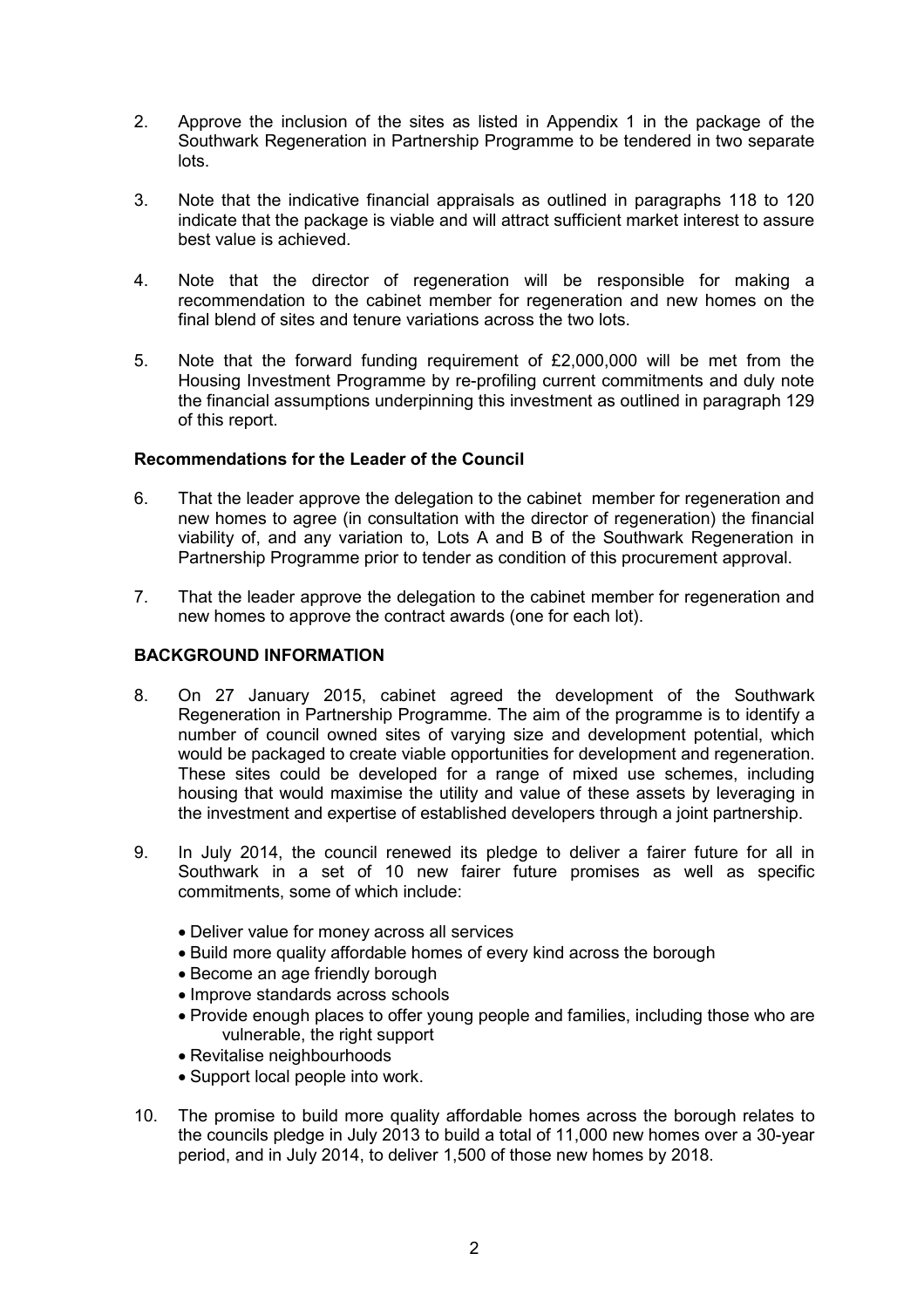2. Approve the inclusion of the sites as listed in Appendix 1 in the package of the Southwark Regeneration in Partnership Programme to be tendered in two separate lots.

3. Note that the indicative financial appraisals as outlined in paragraphs 118 to 120 indicate that the package is viable and will attract sufficient market interest to assure best value is achieved.

4. Note that the director of regeneration will be responsible for making a recommendation to the cabinet member for regeneration and new homes on the final blend of sites and tenure variations across the two lots.

5. Note that the forward funding requirement of £2,000,000 will be met from the Housing Investment Programme by re-profiling current commitments and duly note the financial assumptions underpinning this investment as outlined in paragraph 129 of this report.

**Recommendations for the Leader of the Council**

6. That the leader approve the delegation to the cabinet member for regeneration and new homes to agree (in consultation with the director of regeneration) the financial viability of, and any variation to, Lots A and B of the Southwark Regeneration in Partnership Programme prior to tender as condition of this procurement approval.

7. That the leader approve the delegation to the cabinet member for regeneration and new homes to approve the contract awards (one for each lot).

**BACKGROUND INFORMATION**

8. On 27 January 2015, cabinet agreed the development of the Southwark Regeneration in Partnership Programme. The aim of the programme is to identify a number of council owned sites of varying size and development potential, which would be packaged to create viable opportunities for development and regeneration. These sites could be developed for a range of mixed use schemes, including housing that would maximise the utility and value of these assets by leveraging in the investment and expertise of established developers through a joint partnership.

9. In July 2014, the council renewed its pledge to deliver a fairer future for all in Southwark in a set of 10 new fairer future promises as well as specific commitments, some of which include:

   - Deliver value for money across all services
   - Build more quality affordable homes of every kind across the borough
   - Become an age friendly borough
   - Improve standards across schools
   - Provide enough places to offer young people and families, including those who are vulnerable, the right support
   - Revitalise neighbourhoods
   - Support local people into work.

10. The promise to build more quality affordable homes across the borough relates to the councils pledge in July 2013 to build a total of 11,000 new homes over a 30-year period, and in July 2014, to deliver 1,500 of those new homes by 2018.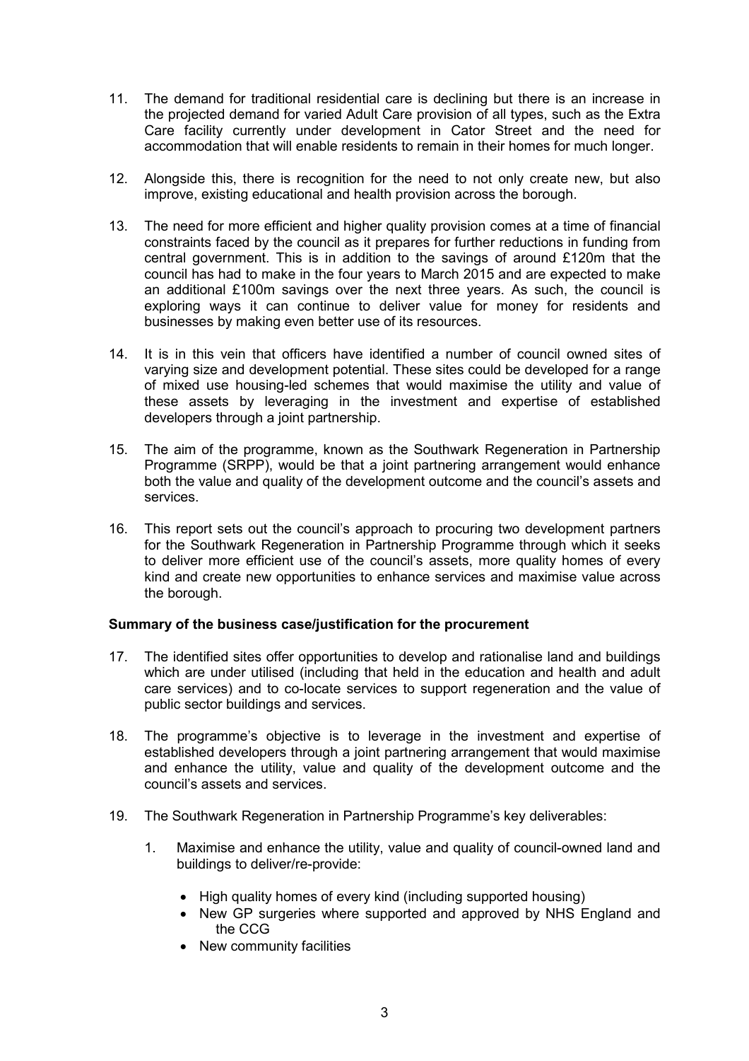11. The demand for traditional residential care is declining but there is an increase in the projected demand for varied Adult Care provision of all types, such as the Extra Care facility currently under development in Cator Street and the need for accommodation that will enable residents to remain in their homes for much longer.

12. Alongside this, there is recognition for the need to not only create new, but also improve, existing educational and health provision across the borough.

13. The need for more efficient and higher quality provision comes at a time of financial constraints faced by the council as it prepares for further reductions in funding from central government. This is in addition to the savings of around £120m that the council has had to make in the four years to March 2015 and are expected to make an additional £100m savings over the next three years. As such, the council is exploring ways it can continue to deliver value for money for residents and businesses by making even better use of its resources.

14. It is in this vein that officers have identified a number of council owned sites of varying size and development potential. These sites could be developed for a range of mixed use housing-led schemes that would maximise the utility and value of these assets by leveraging in the investment and expertise of established developers through a joint partnership.

15. The aim of the programme, known as the Southwark Regeneration in Partnership Programme (SRPP), would be that a joint partnering arrangement would enhance both the value and quality of the development outcome and the council's assets and services.

16. This report sets out the council's approach to procuring two development partners for the Southwark Regeneration in Partnership Programme through which it seeks to deliver more efficient use of the council's assets, more quality homes of every kind and create new opportunities to enhance services and maximise value across the borough.

**Summary of the business case/justification for the procurement**

17. The identified sites offer opportunities to develop and rationalise land and buildings which are under utilised (including that held in the education and health and adult care services) and to co-locate services to support regeneration and the value of public sector buildings and services.

18. The programme's objective is to leverage in the investment and expertise of established developers through a joint partnering arrangement that would maximise and enhance the utility, value and quality of the development outcome and the council's assets and services.

19. The Southwark Regeneration in Partnership Programme's key deliverables:

    1. Maximise and enhance the utility, value and quality of council-owned land and buildings to deliver/re-provide:

        - High quality homes of every kind (including supported housing)
        - New GP surgeries where supported and approved by NHS England and the CCG
        - New community facilities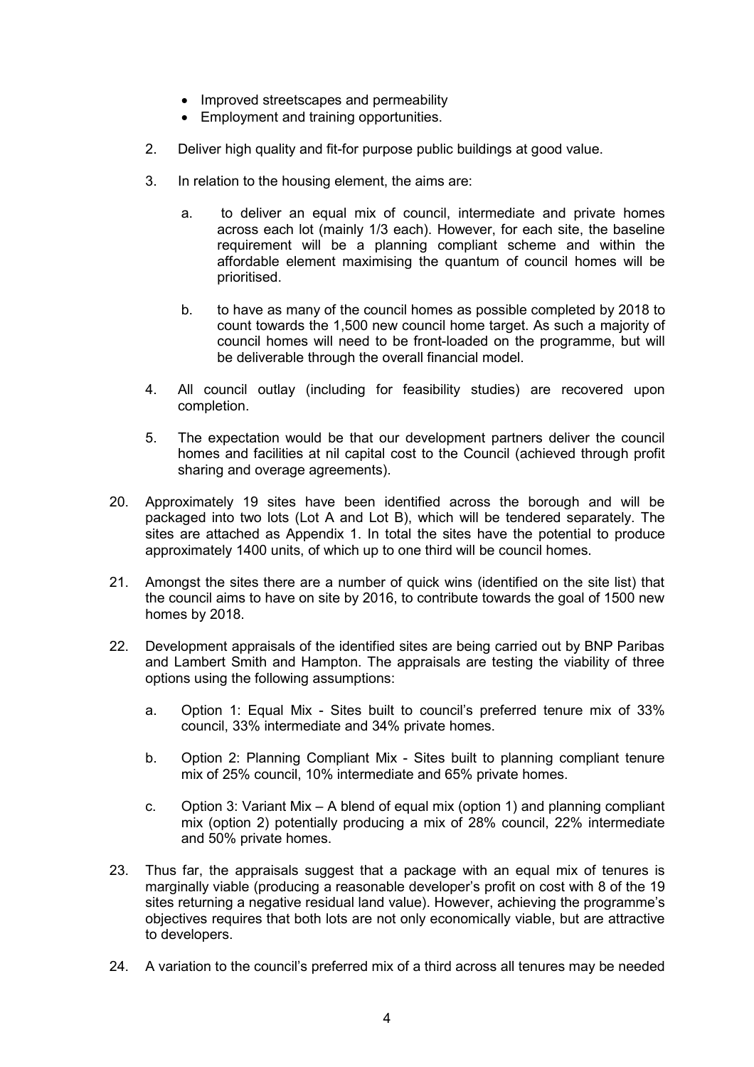- Improved streetscapes and permeability
- Employment and training opportunities.

2. Deliver high quality and fit-for purpose public buildings at good value.

3. In relation to the housing element, the aims are:

   a. to deliver an equal mix of council, intermediate and private homes across each lot (mainly 1/3 each). However, for each site, the baseline requirement will be a planning compliant scheme and within the affordable element maximising the quantum of council homes will be prioritised.

   b. to have as many of the council homes as possible completed by 2018 to count towards the 1,500 new council home target. As such a majority of council homes will need to be front-loaded on the programme, but will be deliverable through the overall financial model.

4. All council outlay (including for feasibility studies) are recovered upon completion.

5. The expectation would be that our development partners deliver the council homes and facilities at nil capital cost to the Council (achieved through profit sharing and overage agreements).

20. Approximately 19 sites have been identified across the borough and will be packaged into two lots (Lot A and Lot B), which will be tendered separately. The sites are attached as Appendix 1. In total the sites have the potential to produce approximately 1400 units, of which up to one third will be council homes.

21. Amongst the sites there are a number of quick wins (identified on the site list) that the council aims to have on site by 2016, to contribute towards the goal of 1500 new homes by 2018.

22. Development appraisals of the identified sites are being carried out by BNP Paribas and Lambert Smith and Hampton. The appraisals are testing the viability of three options using the following assumptions:

   a. Option 1: Equal Mix - Sites built to council's preferred tenure mix of 33% council, 33% intermediate and 34% private homes.

   b. Option 2: Planning Compliant Mix - Sites built to planning compliant tenure mix of 25% council, 10% intermediate and 65% private homes.

   c. Option 3: Variant Mix – A blend of equal mix (option 1) and planning compliant mix (option 2) potentially producing a mix of 28% council, 22% intermediate and 50% private homes.

23. Thus far, the appraisals suggest that a package with an equal mix of tenures is marginally viable (producing a reasonable developer's profit on cost with 8 of the 19 sites returning a negative residual land value). However, achieving the programme's objectives requires that both lots are not only economically viable, but are attractive to developers.

24. A variation to the council's preferred mix of a third across all tenures may be needed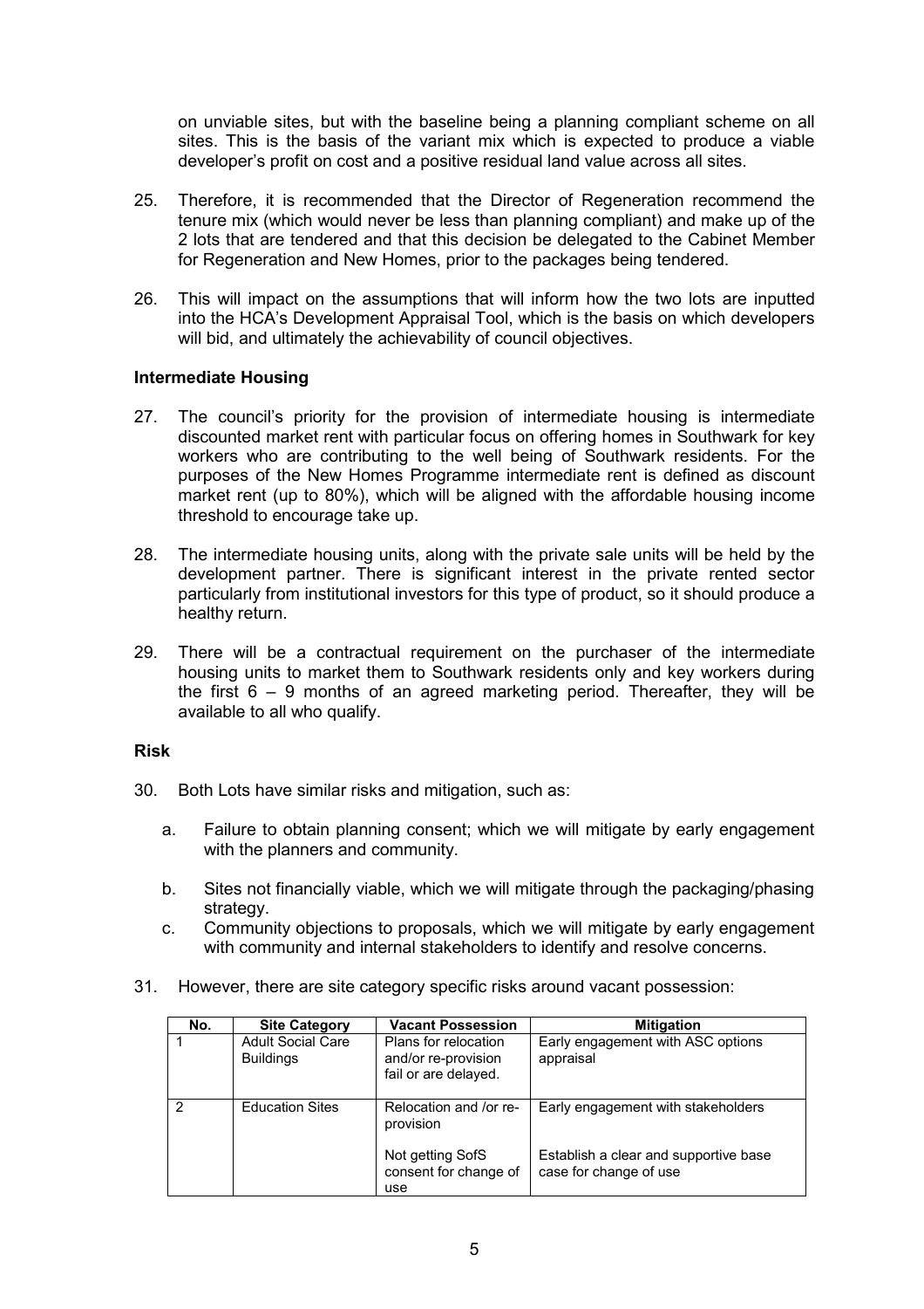on unviable sites, but with the baseline being a planning compliant scheme on all sites. This is the basis of the variant mix which is expected to produce a viable developer's profit on cost and a positive residual land value across all sites.

25. Therefore, it is recommended that the Director of Regeneration recommend the tenure mix (which would never be less than planning compliant) and make up of the 2 lots that are tendered and that this decision be delegated to the Cabinet Member for Regeneration and New Homes, prior to the packages being tendered.

26. This will impact on the assumptions that will inform how the two lots are inputted into the HCA's Development Appraisal Tool, which is the basis on which developers will bid, and ultimately the achievability of council objectives.

**Intermediate Housing**

27. The council's priority for the provision of intermediate housing is intermediate discounted market rent with particular focus on offering homes in Southwark for key workers who are contributing to the well being of Southwark residents. For the purposes of the New Homes Programme intermediate rent is defined as discount market rent (up to 80%), which will be aligned with the affordable housing income threshold to encourage take up.

28. The intermediate housing units, along with the private sale units will be held by the development partner. There is significant interest in the private rented sector particularly from institutional investors for this type of product, so it should produce a healthy return.

29. There will be a contractual requirement on the purchaser of the intermediate housing units to market them to Southwark residents only and key workers during the first 6 – 9 months of an agreed marketing period. Thereafter, they will be available to all who qualify.

**Risk**

30. Both Lots have similar risks and mitigation, such as:

    a. Failure to obtain planning consent; which we will mitigate by early engagement with the planners and community.

    b. Sites not financially viable, which we will mitigate through the packaging/phasing strategy.

    c. Community objections to proposals, which we will mitigate by early engagement with community and internal stakeholders to identify and resolve concerns.

31. However, there are site category specific risks around vacant possession:

| No. | Site Category | Vacant Possession | Mitigation |
|---|---|---|---|
| 1 | Adult Social Care Buildings | Plans for relocation and/or re-provision fail or are delayed. | Early engagement with ASC options appraisal |
| 2 | Education Sites | Relocation and /or re-provision<br><br>Not getting SofS consent for change of use | Early engagement with stakeholders<br><br>Establish a clear and supportive base case for change of use |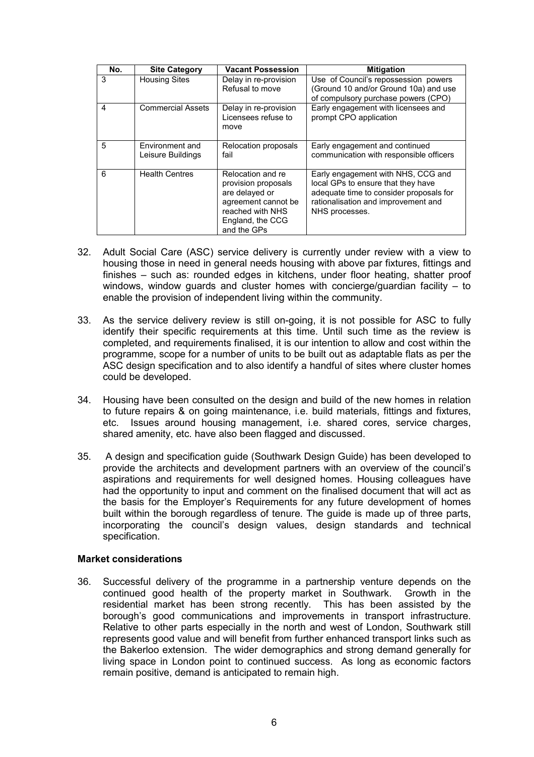| No. | Site Category | Vacant Possession | Mitigation |
|---|---|---|---|
| 3 | Housing Sites | Delay in re-provision Refusal to move | Use of Council's repossession powers (Ground 10 and/or Ground 10a) and use of compulsory purchase powers (CPO) |
| 4 | Commercial Assets | Delay in re-provision Licensees refuse to move | Early engagement with licensees and prompt CPO application |
| 5 | Environment and Leisure Buildings | Relocation proposals fail | Early engagement and continued communication with responsible officers |
| 6 | Health Centres | Relocation and re provision proposals are delayed or agreement cannot be reached with NHS England, the CCG and the GPs | Early engagement with NHS, CCG and local GPs to ensure that they have adequate time to consider proposals for rationalisation and improvement and NHS processes. |

32. Adult Social Care (ASC) service delivery is currently under review with a view to housing those in need in general needs housing with above par fixtures, fittings and finishes – such as: rounded edges in kitchens, under floor heating, shatter proof windows, window guards and cluster homes with concierge/guardian facility – to enable the provision of independent living within the community.

33. As the service delivery review is still on-going, it is not possible for ASC to fully identify their specific requirements at this time. Until such time as the review is completed, and requirements finalised, it is our intention to allow and cost within the programme, scope for a number of units to be built out as adaptable flats as per the ASC design specification and to also identify a handful of sites where cluster homes could be developed.

34. Housing have been consulted on the design and build of the new homes in relation to future repairs & on going maintenance, i.e. build materials, fittings and fixtures, etc. Issues around housing management, i.e. shared cores, service charges, shared amenity, etc. have also been flagged and discussed.

35. A design and specification guide (Southwark Design Guide) has been developed to provide the architects and development partners with an overview of the council's aspirations and requirements for well designed homes. Housing colleagues have had the opportunity to input and comment on the finalised document that will act as the basis for the Employer's Requirements for any future development of homes built within the borough regardless of tenure. The guide is made up of three parts, incorporating the council's design values, design standards and technical specification.

**Market considerations**

36. Successful delivery of the programme in a partnership venture depends on the continued good health of the property market in Southwark. Growth in the residential market has been strong recently. This has been assisted by the borough's good communications and improvements in transport infrastructure. Relative to other parts especially in the north and west of London, Southwark still represents good value and will benefit from further enhanced transport links such as the Bakerloo extension. The wider demographics and strong demand generally for living space in London point to continued success. As long as economic factors remain positive, demand is anticipated to remain high.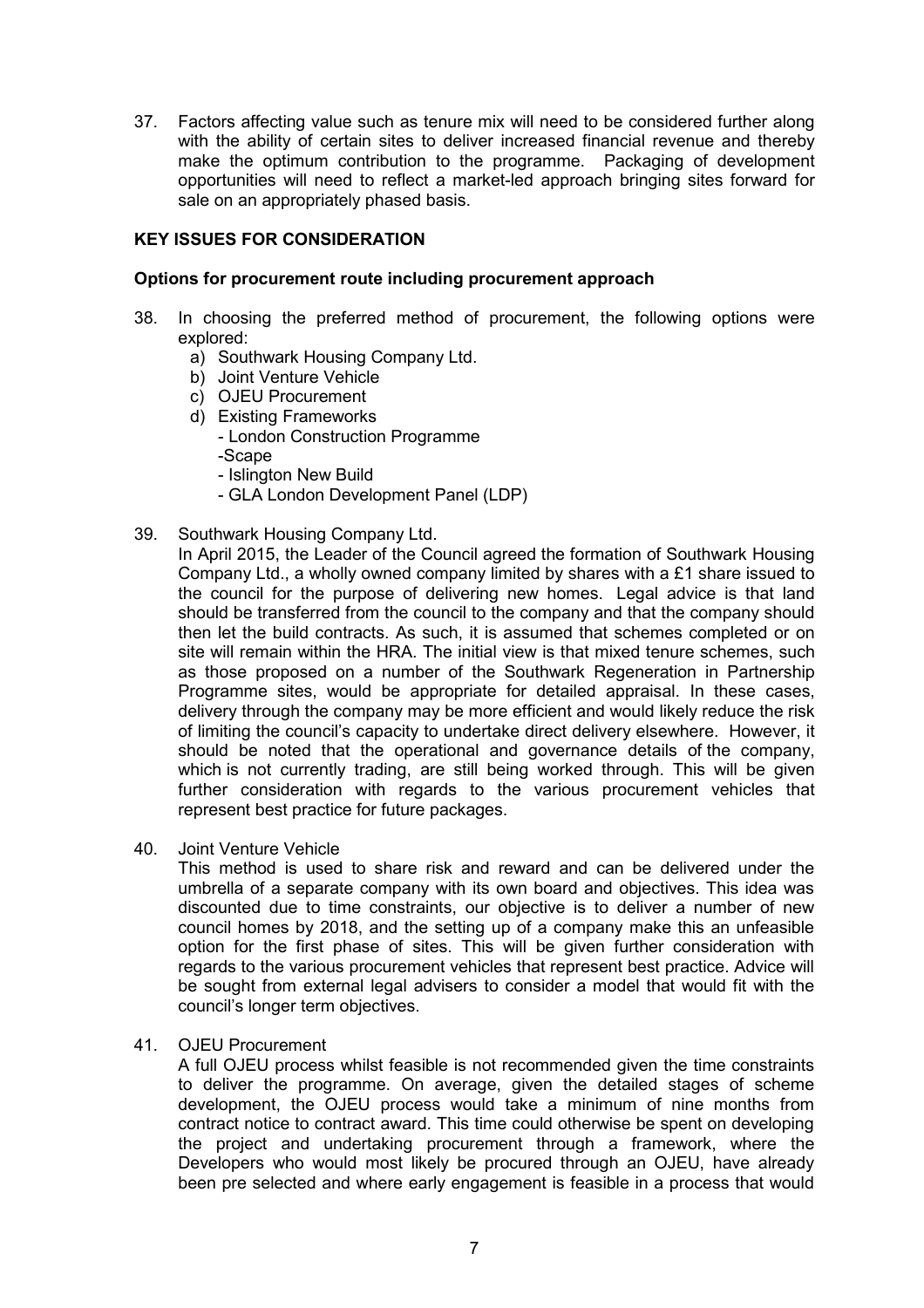37. Factors affecting value such as tenure mix will need to be considered further along with the ability of certain sites to deliver increased financial revenue and thereby make the optimum contribution to the programme. Packaging of development opportunities will need to reflect a market-led approach bringing sites forward for sale on an appropriately phased basis.

## KEY ISSUES FOR CONSIDERATION

### Options for procurement route including procurement approach

38. In choosing the preferred method of procurement, the following options were explored:
    a) Southwark Housing Company Ltd.
    b) Joint Venture Vehicle
    c) OJEU Procurement
    d) Existing Frameworks
       - London Construction Programme
       -Scape
       - Islington New Build
       - GLA London Development Panel (LDP)

39. Southwark Housing Company Ltd.
    In April 2015, the Leader of the Council agreed the formation of Southwark Housing Company Ltd., a wholly owned company limited by shares with a £1 share issued to the council for the purpose of delivering new homes. Legal advice is that land should be transferred from the council to the company and that the company should then let the build contracts. As such, it is assumed that schemes completed or on site will remain within the HRA. The initial view is that mixed tenure schemes, such as those proposed on a number of the Southwark Regeneration in Partnership Programme sites, would be appropriate for detailed appraisal. In these cases, delivery through the company may be more efficient and would likely reduce the risk of limiting the council's capacity to undertake direct delivery elsewhere. However, it should be noted that the operational and governance details of the company, which is not currently trading, are still being worked through. This will be given further consideration with regards to the various procurement vehicles that represent best practice for future packages.

40. Joint Venture Vehicle
    This method is used to share risk and reward and can be delivered under the umbrella of a separate company with its own board and objectives. This idea was discounted due to time constraints, our objective is to deliver a number of new council homes by 2018, and the setting up of a company make this an unfeasible option for the first phase of sites. This will be given further consideration with regards to the various procurement vehicles that represent best practice. Advice will be sought from external legal advisers to consider a model that would fit with the council's longer term objectives.

41. OJEU Procurement
    A full OJEU process whilst feasible is not recommended given the time constraints to deliver the programme. On average, given the detailed stages of scheme development, the OJEU process would take a minimum of nine months from contract notice to contract award. This time could otherwise be spent on developing the project and undertaking procurement through a framework, where the Developers who would most likely be procured through an OJEU, have already been pre selected and where early engagement is feasible in a process that would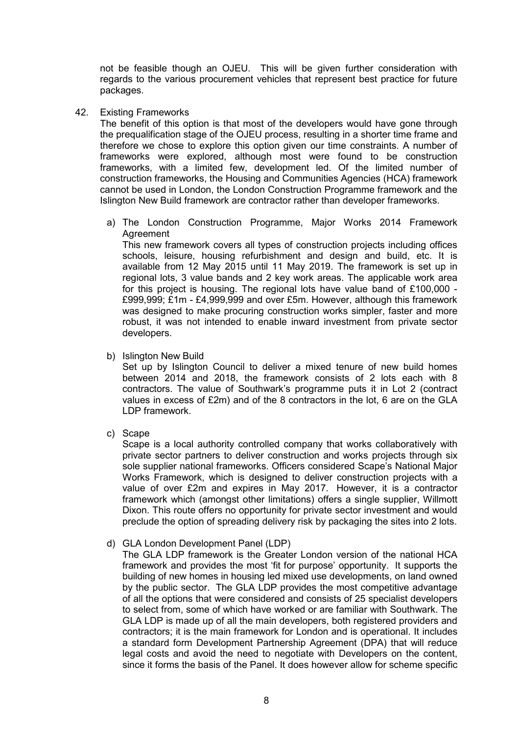not be feasible though an OJEU. This will be given further consideration with regards to the various procurement vehicles that represent best practice for future packages.

42. Existing Frameworks

    The benefit of this option is that most of the developers would have gone through the prequalification stage of the OJEU process, resulting in a shorter time frame and therefore we chose to explore this option given our time constraints. A number of frameworks were explored, although most were found to be construction frameworks, with a limited few, development led. Of the limited number of construction frameworks, the Housing and Communities Agencies (HCA) framework cannot be used in London, the London Construction Programme framework and the Islington New Build framework are contractor rather than developer frameworks.

    a) The London Construction Programme, Major Works 2014 Framework Agreement

       This new framework covers all types of construction projects including offices schools, leisure, housing refurbishment and design and build, etc. It is available from 12 May 2015 until 11 May 2019. The framework is set up in regional lots, 3 value bands and 2 key work areas. The applicable work area for this project is housing. The regional lots have value band of £100,000 - £999,999; £1m - £4,999,999 and over £5m. However, although this framework was designed to make procuring construction works simpler, faster and more robust, it was not intended to enable inward investment from private sector developers.

    b) Islington New Build

       Set up by Islington Council to deliver a mixed tenure of new build homes between 2014 and 2018, the framework consists of 2 lots each with 8 contractors. The value of Southwark's programme puts it in Lot 2 (contract values in excess of £2m) and of the 8 contractors in the lot, 6 are on the GLA LDP framework.

    c) Scape

       Scape is a local authority controlled company that works collaboratively with private sector partners to deliver construction and works projects through six sole supplier national frameworks. Officers considered Scape's National Major Works Framework, which is designed to deliver construction projects with a value of over £2m and expires in May 2017. However, it is a contractor framework which (amongst other limitations) offers a single supplier, Willmott Dixon. This route offers no opportunity for private sector investment and would preclude the option of spreading delivery risk by packaging the sites into 2 lots.

    d) GLA London Development Panel (LDP)

       The GLA LDP framework is the Greater London version of the national HCA framework and provides the most 'fit for purpose' opportunity. It supports the building of new homes in housing led mixed use developments, on land owned by the public sector. The GLA LDP provides the most competitive advantage of all the options that were considered and consists of 25 specialist developers to select from, some of which have worked or are familiar with Southwark. The GLA LDP is made up of all the main developers, both registered providers and contractors; it is the main framework for London and is operational. It includes a standard form Development Partnership Agreement (DPA) that will reduce legal costs and avoid the need to negotiate with Developers on the content, since it forms the basis of the Panel. It does however allow for scheme specific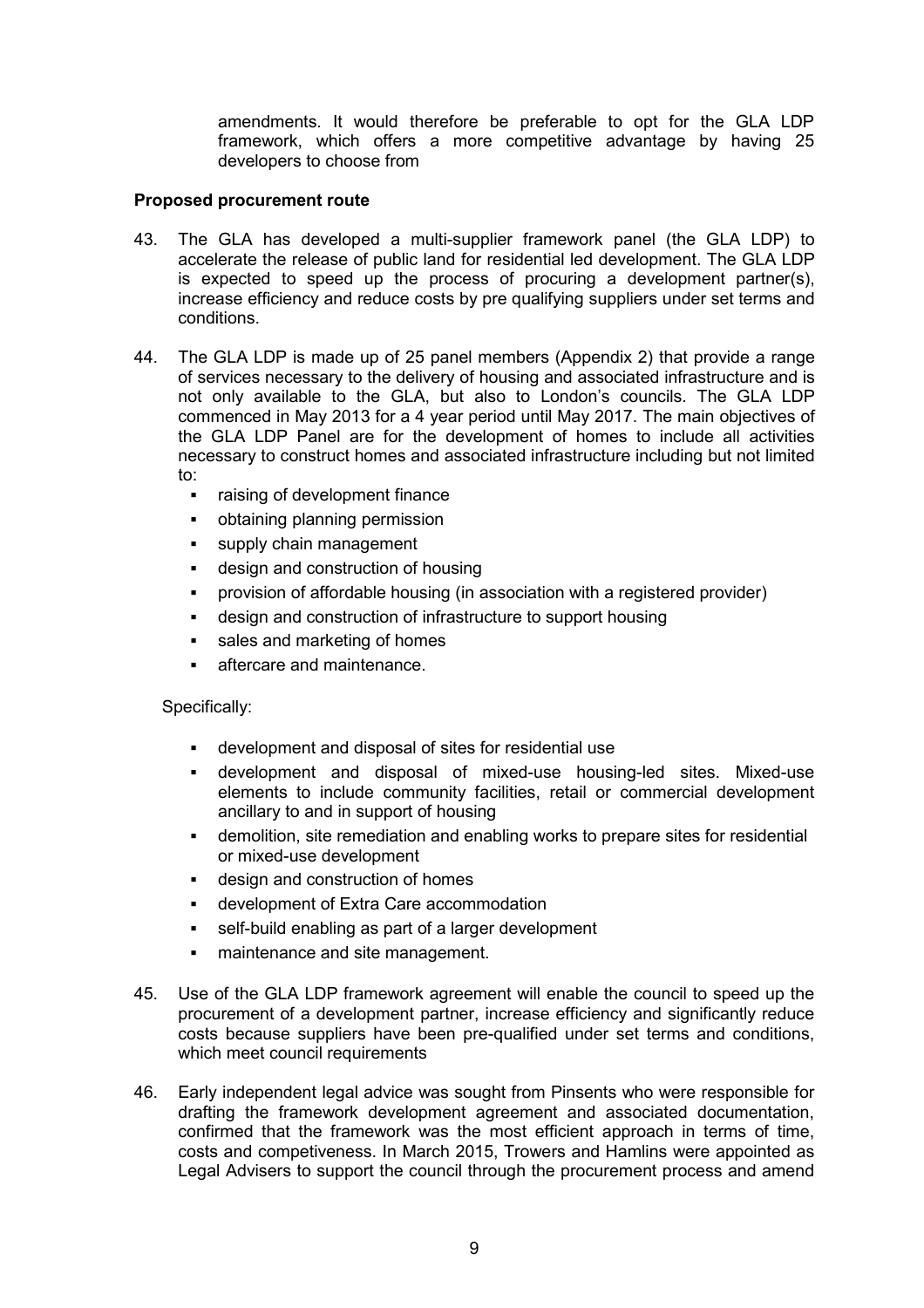amendments. It would therefore be preferable to opt for the GLA LDP framework, which offers a more competitive advantage by having 25 developers to choose from

**Proposed procurement route**

43. The GLA has developed a multi-supplier framework panel (the GLA LDP) to accelerate the release of public land for residential led development. The GLA LDP is expected to speed up the process of procuring a development partner(s), increase efficiency and reduce costs by pre qualifying suppliers under set terms and conditions.

44. The GLA LDP is made up of 25 panel members (Appendix 2) that provide a range of services necessary to the delivery of housing and associated infrastructure and is not only available to the GLA, but also to London's councils. The GLA LDP commenced in May 2013 for a 4 year period until May 2017. The main objectives of the GLA LDP Panel are for the development of homes to include all activities necessary to construct homes and associated infrastructure including but not limited to:
    - raising of development finance
    - obtaining planning permission
    - supply chain management
    - design and construction of housing
    - provision of affordable housing (in association with a registered provider)
    - design and construction of infrastructure to support housing
    - sales and marketing of homes
    - aftercare and maintenance.

    Specifically:

    - development and disposal of sites for residential use
    - development and disposal of mixed-use housing-led sites. Mixed-use elements to include community facilities, retail or commercial development ancillary to and in support of housing
    - demolition, site remediation and enabling works to prepare sites for residential or mixed-use development
    - design and construction of homes
    - development of Extra Care accommodation
    - self-build enabling as part of a larger development
    - maintenance and site management.

45. Use of the GLA LDP framework agreement will enable the council to speed up the procurement of a development partner, increase efficiency and significantly reduce costs because suppliers have been pre-qualified under set terms and conditions, which meet council requirements

46. Early independent legal advice was sought from Pinsents who were responsible for drafting the framework development agreement and associated documentation, confirmed that the framework was the most efficient approach in terms of time, costs and competiveness. In March 2015, Trowers and Hamlins were appointed as Legal Advisers to support the council through the procurement process and amend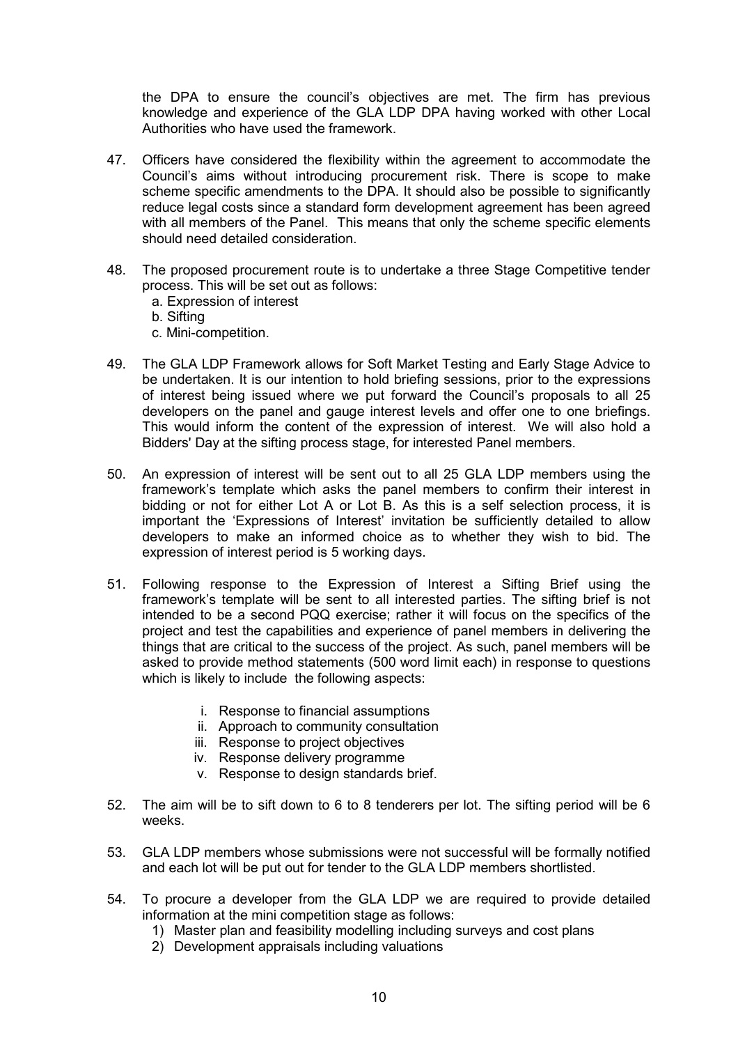the DPA to ensure the council's objectives are met. The firm has previous knowledge and experience of the GLA LDP DPA having worked with other Local Authorities who have used the framework.

47. Officers have considered the flexibility within the agreement to accommodate the Council's aims without introducing procurement risk. There is scope to make scheme specific amendments to the DPA. It should also be possible to significantly reduce legal costs since a standard form development agreement has been agreed with all members of the Panel. This means that only the scheme specific elements should need detailed consideration.

48. The proposed procurement route is to undertake a three Stage Competitive tender process. This will be set out as follows:
    a. Expression of interest
    b. Sifting
    c. Mini-competition.

49. The GLA LDP Framework allows for Soft Market Testing and Early Stage Advice to be undertaken. It is our intention to hold briefing sessions, prior to the expressions of interest being issued where we put forward the Council's proposals to all 25 developers on the panel and gauge interest levels and offer one to one briefings. This would inform the content of the expression of interest. We will also hold a Bidders' Day at the sifting process stage, for interested Panel members.

50. An expression of interest will be sent out to all 25 GLA LDP members using the framework's template which asks the panel members to confirm their interest in bidding or not for either Lot A or Lot B. As this is a self selection process, it is important the 'Expressions of Interest' invitation be sufficiently detailed to allow developers to make an informed choice as to whether they wish to bid. The expression of interest period is 5 working days.

51. Following response to the Expression of Interest a Sifting Brief using the framework's template will be sent to all interested parties. The sifting brief is not intended to be a second PQQ exercise; rather it will focus on the specifics of the project and test the capabilities and experience of panel members in delivering the things that are critical to the success of the project. As such, panel members will be asked to provide method statements (500 word limit each) in response to questions which is likely to include the following aspects:

    i. Response to financial assumptions
    ii. Approach to community consultation
    iii. Response to project objectives
    iv. Response delivery programme
    v. Response to design standards brief.

52. The aim will be to sift down to 6 to 8 tenderers per lot. The sifting period will be 6 weeks.

53. GLA LDP members whose submissions were not successful will be formally notified and each lot will be put out for tender to the GLA LDP members shortlisted.

54. To procure a developer from the GLA LDP we are required to provide detailed information at the mini competition stage as follows:
    1) Master plan and feasibility modelling including surveys and cost plans
    2) Development appraisals including valuations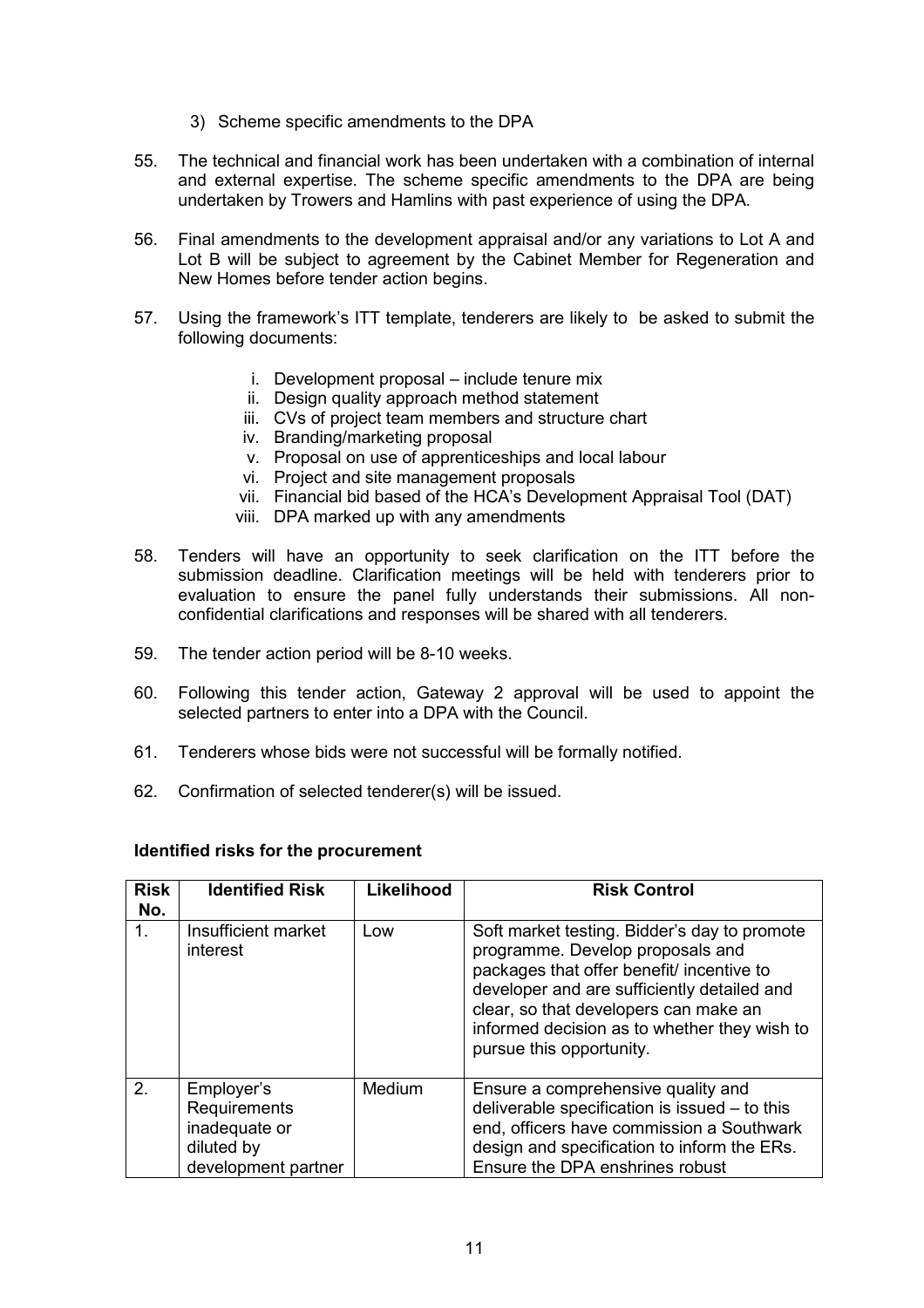3) Scheme specific amendments to the DPA

55. The technical and financial work has been undertaken with a combination of internal and external expertise. The scheme specific amendments to the DPA are being undertaken by Trowers and Hamlins with past experience of using the DPA.

56. Final amendments to the development appraisal and/or any variations to Lot A and Lot B will be subject to agreement by the Cabinet Member for Regeneration and New Homes before tender action begins.

57. Using the framework's ITT template, tenderers are likely to be asked to submit the following documents:

    i. Development proposal – include tenure mix
    ii. Design quality approach method statement
    iii. CVs of project team members and structure chart
    iv. Branding/marketing proposal
    v. Proposal on use of apprenticeships and local labour
    vi. Project and site management proposals
    vii. Financial bid based of the HCA's Development Appraisal Tool (DAT)
    viii. DPA marked up with any amendments

58. Tenders will have an opportunity to seek clarification on the ITT before the submission deadline. Clarification meetings will be held with tenderers prior to evaluation to ensure the panel fully understands their submissions. All non-confidential clarifications and responses will be shared with all tenderers.

59. The tender action period will be 8-10 weeks.

60. Following this tender action, Gateway 2 approval will be used to appoint the selected partners to enter into a DPA with the Council.

61. Tenderers whose bids were not successful will be formally notified.

62. Confirmation of selected tenderer(s) will be issued.

**Identified risks for the procurement**

| Risk No. | Identified Risk | Likelihood | Risk Control |
|---|---|---|---|
| 1. | Insufficient market interest | Low | Soft market testing. Bidder's day to promote programme. Develop proposals and packages that offer benefit/ incentive to developer and are sufficiently detailed and clear, so that developers can make an informed decision as to whether they wish to pursue this opportunity. |
| 2. | Employer's Requirements inadequate or diluted by development partner | Medium | Ensure a comprehensive quality and deliverable specification is issued – to this end, officers have commission a Southwark design and specification to inform the ERs. Ensure the DPA enshrines robust |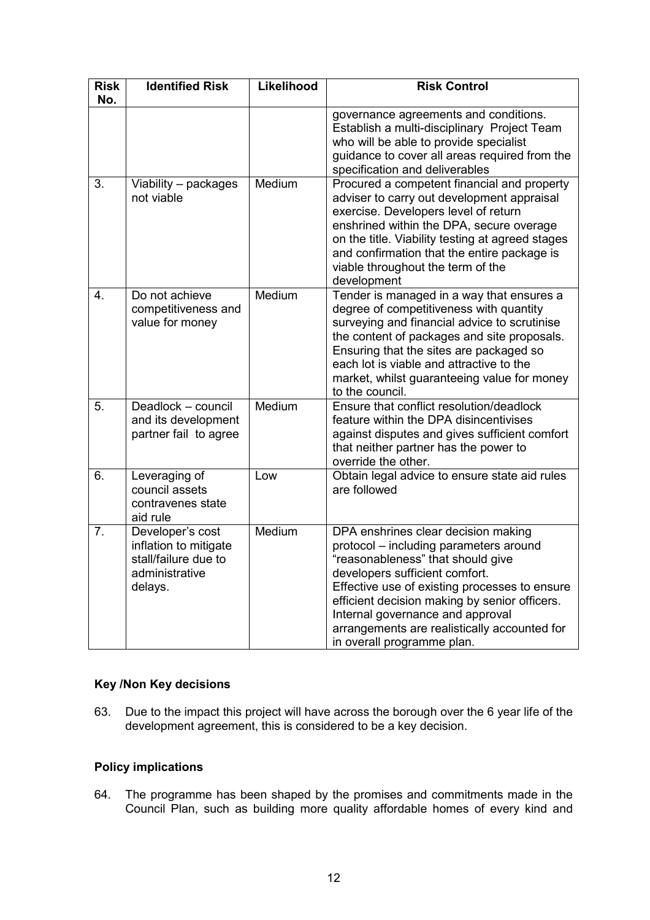| Risk No. | Identified Risk | Likelihood | Risk Control |
|---|---|---|---|
| | | | governance agreements and conditions. Establish a multi-disciplinary Project Team who will be able to provide specialist guidance to cover all areas required from the specification and deliverables |
| 3. | Viability – packages not viable | Medium | Procured a competent financial and property adviser to carry out development appraisal exercise. Developers level of return enshrined within the DPA, secure overage on the title. Viability testing at agreed stages and confirmation that the entire package is viable throughout the term of the development |
| 4. | Do not achieve competitiveness and value for money | Medium | Tender is managed in a way that ensures a degree of competitiveness with quantity surveying and financial advice to scrutinise the content of packages and site proposals. Ensuring that the sites are packaged so each lot is viable and attractive to the market, whilst guaranteeing value for money to the council. |
| 5. | Deadlock – council and its development partner fail to agree | Medium | Ensure that conflict resolution/deadlock feature within the DPA disincentivises against disputes and gives sufficient comfort that neither partner has the power to override the other. |
| 6. | Leveraging of council assets contravenes state aid rule | Low | Obtain legal advice to ensure state aid rules are followed |
| 7. | Developer's cost inflation to mitigate stall/failure due to administrative delays. | Medium | DPA enshrines clear decision making protocol – including parameters around "reasonableness" that should give developers sufficient comfort. Effective use of existing processes to ensure efficient decision making by senior officers. Internal governance and approval arrangements are realistically accounted for in overall programme plan. |

**Key /Non Key decisions**

63. Due to the impact this project will have across the borough over the 6 year life of the development agreement, this is considered to be a key decision.

**Policy implications**

64. The programme has been shaped by the promises and commitments made in the Council Plan, such as building more quality affordable homes of every kind and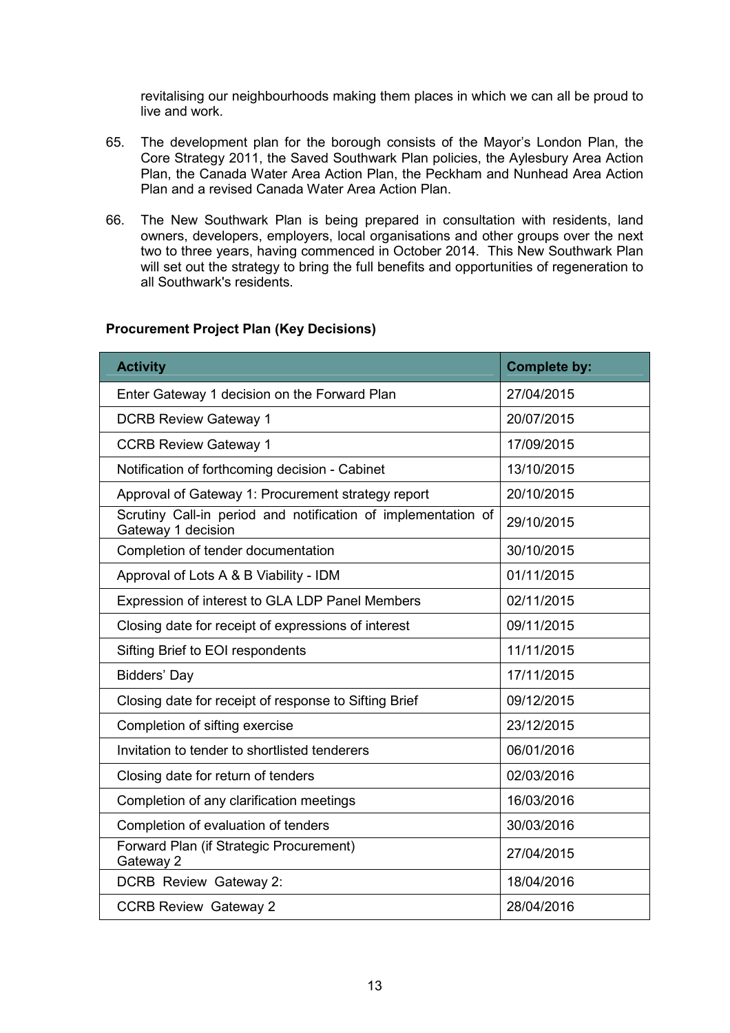revitalising our neighbourhoods making them places in which we can all be proud to live and work.

65. The development plan for the borough consists of the Mayor's London Plan, the Core Strategy 2011, the Saved Southwark Plan policies, the Aylesbury Area Action Plan, the Canada Water Area Action Plan, the Peckham and Nunhead Area Action Plan and a revised Canada Water Area Action Plan.

66. The New Southwark Plan is being prepared in consultation with residents, land owners, developers, employers, local organisations and other groups over the next two to three years, having commenced in October 2014. This New Southwark Plan will set out the strategy to bring the full benefits and opportunities of regeneration to all Southwark's residents.

**Procurement Project Plan (Key Decisions)**

| Activity | Complete by: |
|---|---|
| Enter Gateway 1 decision on the Forward Plan | 27/04/2015 |
| DCRB Review Gateway 1 | 20/07/2015 |
| CCRB Review Gateway 1 | 17/09/2015 |
| Notification of forthcoming decision - Cabinet | 13/10/2015 |
| Approval of Gateway 1: Procurement strategy report | 20/10/2015 |
| Scrutiny Call-in period and notification of implementation of Gateway 1 decision | 29/10/2015 |
| Completion of tender documentation | 30/10/2015 |
| Approval of Lots A & B Viability - IDM | 01/11/2015 |
| Expression of interest to GLA LDP Panel Members | 02/11/2015 |
| Closing date for receipt of expressions of interest | 09/11/2015 |
| Sifting Brief to EOI respondents | 11/11/2015 |
| Bidders' Day | 17/11/2015 |
| Closing date for receipt of response to Sifting Brief | 09/12/2015 |
| Completion of sifting exercise | 23/12/2015 |
| Invitation to tender to shortlisted tenderers | 06/01/2016 |
| Closing date for return of tenders | 02/03/2016 |
| Completion of any clarification meetings | 16/03/2016 |
| Completion of evaluation of tenders | 30/03/2016 |
| Forward Plan (if Strategic Procurement) Gateway 2 | 27/04/2015 |
| DCRB Review Gateway 2: | 18/04/2016 |
| CCRB Review Gateway 2 | 28/04/2016 |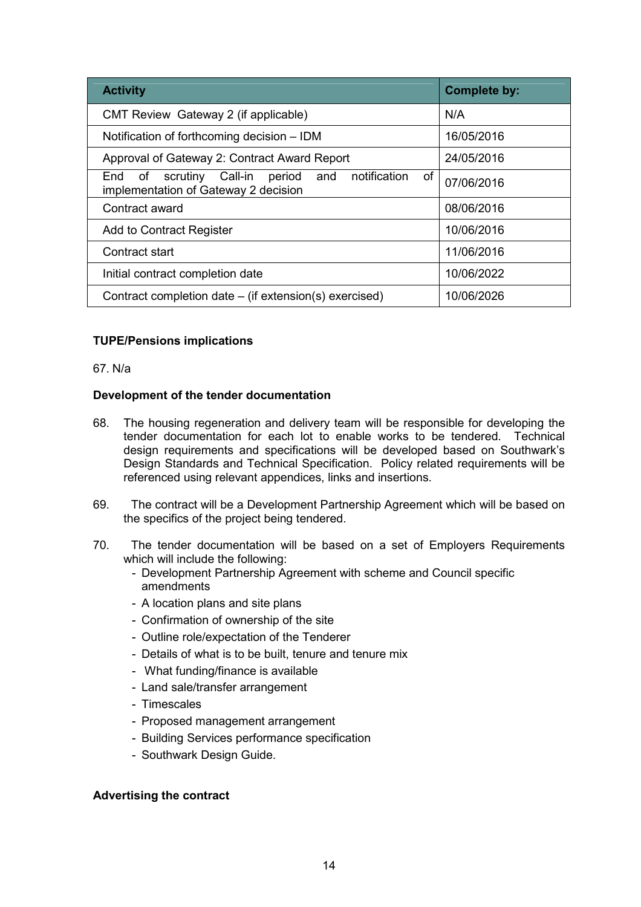| Activity | Complete by: |
| --- | --- |
| CMT Review Gateway 2 (if applicable) | N/A |
| Notification of forthcoming decision – IDM | 16/05/2016 |
| Approval of Gateway 2: Contract Award Report | 24/05/2016 |
| End of scrutiny Call-in period and notification of implementation of Gateway 2 decision | 07/06/2016 |
| Contract award | 08/06/2016 |
| Add to Contract Register | 10/06/2016 |
| Contract start | 11/06/2016 |
| Initial contract completion date | 10/06/2022 |
| Contract completion date – (if extension(s) exercised) | 10/06/2026 |

**TUPE/Pensions implications**

67. N/a

**Development of the tender documentation**

68. The housing regeneration and delivery team will be responsible for developing the tender documentation for each lot to enable works to be tendered. Technical design requirements and specifications will be developed based on Southwark's Design Standards and Technical Specification. Policy related requirements will be referenced using relevant appendices, links and insertions.

69. The contract will be a Development Partnership Agreement which will be based on the specifics of the project being tendered.

70. The tender documentation will be based on a set of Employers Requirements which will include the following:
    - Development Partnership Agreement with scheme and Council specific amendments
    - A location plans and site plans
    - Confirmation of ownership of the site
    - Outline role/expectation of the Tenderer
    - Details of what is to be built, tenure and tenure mix
    - What funding/finance is available
    - Land sale/transfer arrangement
    - Timescales
    - Proposed management arrangement
    - Building Services performance specification
    - Southwark Design Guide.

**Advertising the contract**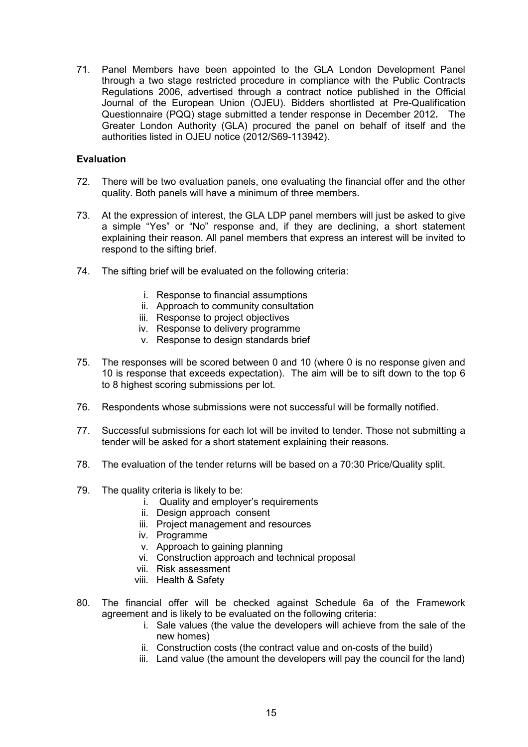71. Panel Members have been appointed to the GLA London Development Panel through a two stage restricted procedure in compliance with the Public Contracts Regulations 2006, advertised through a contract notice published in the Official Journal of the European Union (OJEU). Bidders shortlisted at Pre-Qualification Questionnaire (PQQ) stage submitted a tender response in December 2012**.** The Greater London Authority (GLA) procured the panel on behalf of itself and the authorities listed in OJEU notice (2012/S69-113942).

**Evaluation**

72. There will be two evaluation panels, one evaluating the financial offer and the other quality. Both panels will have a minimum of three members.

73. At the expression of interest, the GLA LDP panel members will just be asked to give a simple "Yes" or "No" response and, if they are declining, a short statement explaining their reason. All panel members that express an interest will be invited to respond to the sifting brief.

74. The sifting brief will be evaluated on the following criteria:

    i. Response to financial assumptions
    ii. Approach to community consultation
    iii. Response to project objectives
    iv. Response to delivery programme
    v. Response to design standards brief

75. The responses will be scored between 0 and 10 (where 0 is no response given and 10 is response that exceeds expectation). The aim will be to sift down to the top 6 to 8 highest scoring submissions per lot.

76. Respondents whose submissions were not successful will be formally notified.

77. Successful submissions for each lot will be invited to tender. Those not submitting a tender will be asked for a short statement explaining their reasons.

78. The evaluation of the tender returns will be based on a 70:30 Price/Quality split.

79. The quality criteria is likely to be:

    i. Quality and employer's requirements
    ii. Design approach consent
    iii. Project management and resources
    iv. Programme
    v. Approach to gaining planning
    vi. Construction approach and technical proposal
    vii. Risk assessment
    viii. Health & Safety

80. The financial offer will be checked against Schedule 6a of the Framework agreement and is likely to be evaluated on the following criteria:

    i. Sale values (the value the developers will achieve from the sale of the new homes)
    ii. Construction costs (the contract value and on-costs of the build)
    iii. Land value (the amount the developers will pay the council for the land)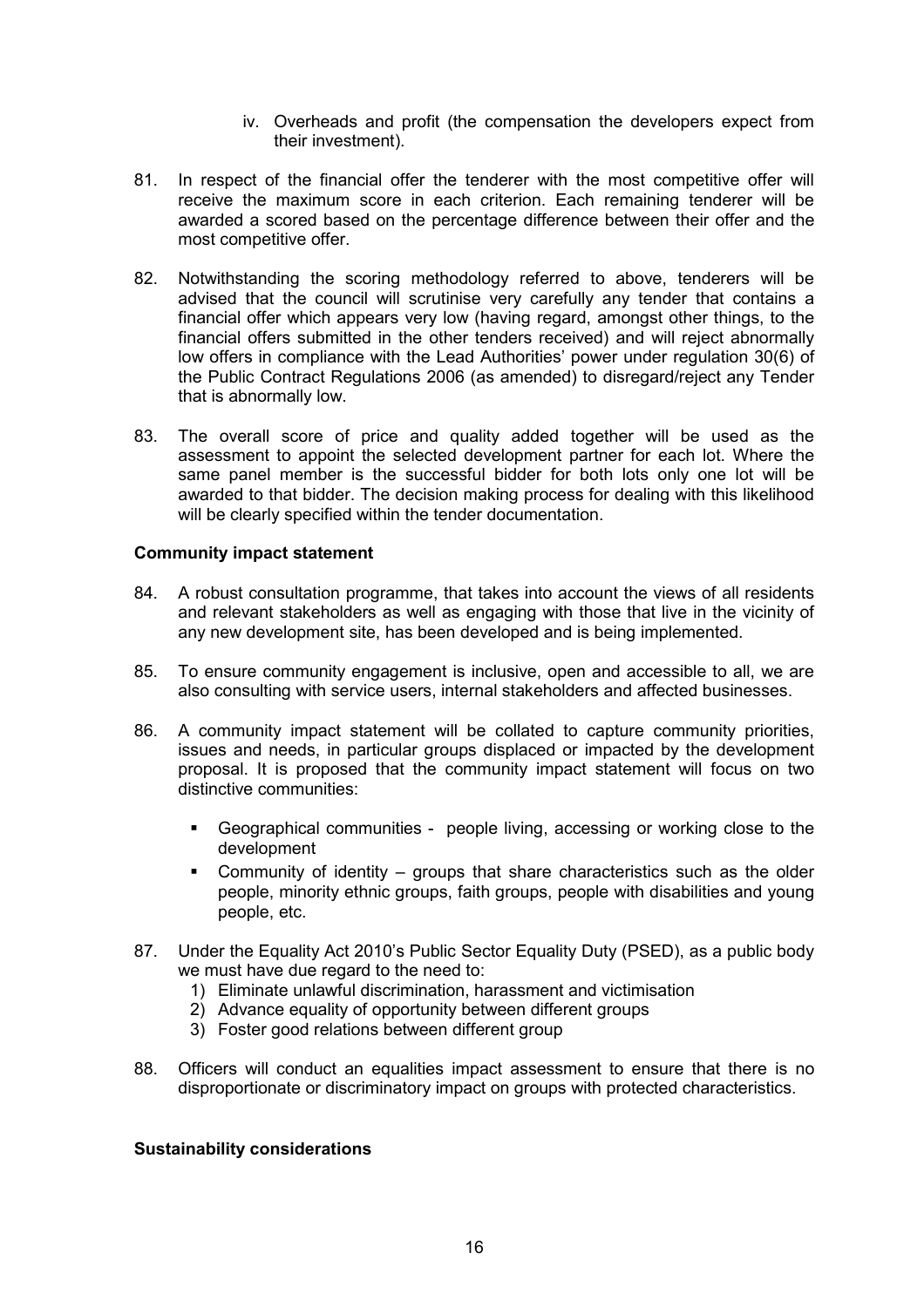iv. Overheads and profit (the compensation the developers expect from their investment).

81. In respect of the financial offer the tenderer with the most competitive offer will receive the maximum score in each criterion. Each remaining tenderer will be awarded a scored based on the percentage difference between their offer and the most competitive offer.

82. Notwithstanding the scoring methodology referred to above, tenderers will be advised that the council will scrutinise very carefully any tender that contains a financial offer which appears very low (having regard, amongst other things, to the financial offers submitted in the other tenders received) and will reject abnormally low offers in compliance with the Lead Authorities' power under regulation 30(6) of the Public Contract Regulations 2006 (as amended) to disregard/reject any Tender that is abnormally low.

83. The overall score of price and quality added together will be used as the assessment to appoint the selected development partner for each lot. Where the same panel member is the successful bidder for both lots only one lot will be awarded to that bidder. The decision making process for dealing with this likelihood will be clearly specified within the tender documentation.

**Community impact statement**

84. A robust consultation programme, that takes into account the views of all residents and relevant stakeholders as well as engaging with those that live in the vicinity of any new development site, has been developed and is being implemented.

85. To ensure community engagement is inclusive, open and accessible to all, we are also consulting with service users, internal stakeholders and affected businesses.

86. A community impact statement will be collated to capture community priorities, issues and needs, in particular groups displaced or impacted by the development proposal. It is proposed that the community impact statement will focus on two distinctive communities:

   - Geographical communities - people living, accessing or working close to the development
   - Community of identity – groups that share characteristics such as the older people, minority ethnic groups, faith groups, people with disabilities and young people, etc.

87. Under the Equality Act 2010's Public Sector Equality Duty (PSED), as a public body we must have due regard to the need to:
   1) Eliminate unlawful discrimination, harassment and victimisation
   2) Advance equality of opportunity between different groups
   3) Foster good relations between different group

88. Officers will conduct an equalities impact assessment to ensure that there is no disproportionate or discriminatory impact on groups with protected characteristics.

**Sustainability considerations**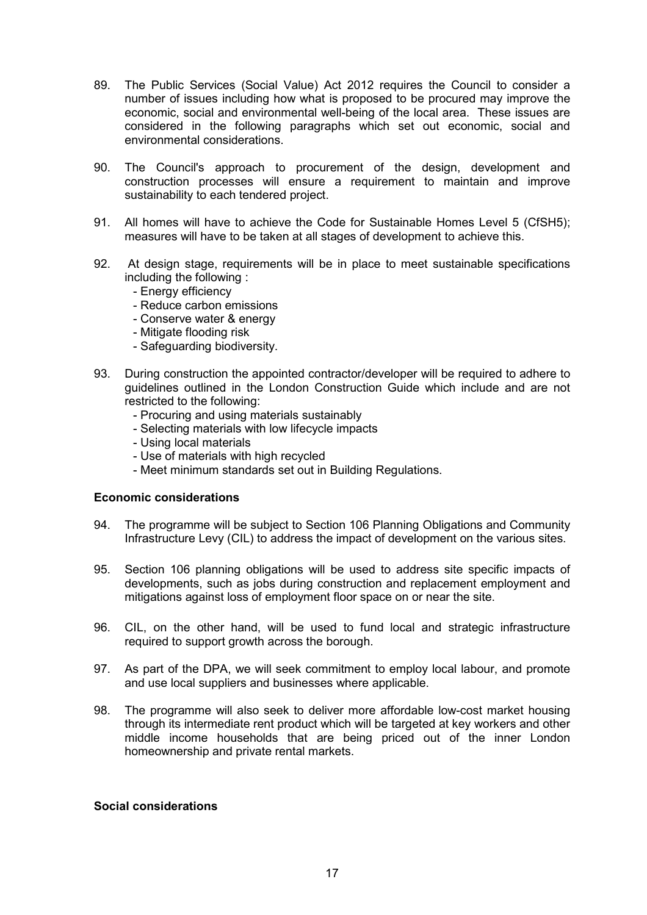89. The Public Services (Social Value) Act 2012 requires the Council to consider a number of issues including how what is proposed to be procured may improve the economic, social and environmental well-being of the local area. These issues are considered in the following paragraphs which set out economic, social and environmental considerations.

90. The Council's approach to procurement of the design, development and construction processes will ensure a requirement to maintain and improve sustainability to each tendered project.

91. All homes will have to achieve the Code for Sustainable Homes Level 5 (CfSH5); measures will have to be taken at all stages of development to achieve this.

92. At design stage, requirements will be in place to meet sustainable specifications including the following :
    - Energy efficiency
    - Reduce carbon emissions
    - Conserve water & energy
    - Mitigate flooding risk
    - Safeguarding biodiversity.

93. During construction the appointed contractor/developer will be required to adhere to guidelines outlined in the London Construction Guide which include and are not restricted to the following:
    - Procuring and using materials sustainably
    - Selecting materials with low lifecycle impacts
    - Using local materials
    - Use of materials with high recycled
    - Meet minimum standards set out in Building Regulations.

**Economic considerations**

94. The programme will be subject to Section 106 Planning Obligations and Community Infrastructure Levy (CIL) to address the impact of development on the various sites.

95. Section 106 planning obligations will be used to address site specific impacts of developments, such as jobs during construction and replacement employment and mitigations against loss of employment floor space on or near the site.

96. CIL, on the other hand, will be used to fund local and strategic infrastructure required to support growth across the borough.

97. As part of the DPA, we will seek commitment to employ local labour, and promote and use local suppliers and businesses where applicable.

98. The programme will also seek to deliver more affordable low-cost market housing through its intermediate rent product which will be targeted at key workers and other middle income households that are being priced out of the inner London homeownership and private rental markets.

**Social considerations**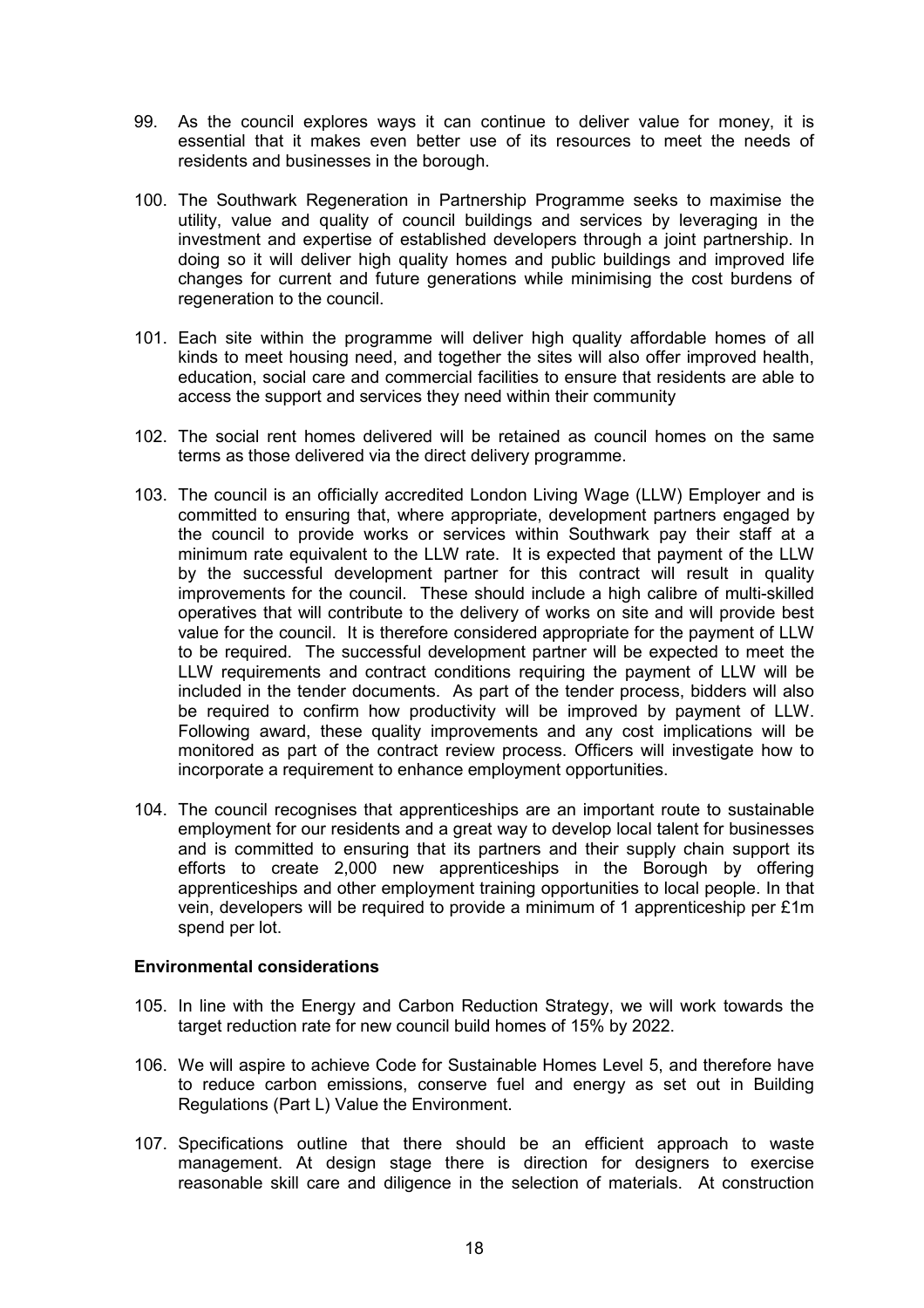99. As the council explores ways it can continue to deliver value for money, it is essential that it makes even better use of its resources to meet the needs of residents and businesses in the borough.

100. The Southwark Regeneration in Partnership Programme seeks to maximise the utility, value and quality of council buildings and services by leveraging in the investment and expertise of established developers through a joint partnership. In doing so it will deliver high quality homes and public buildings and improved life changes for current and future generations while minimising the cost burdens of regeneration to the council.

101. Each site within the programme will deliver high quality affordable homes of all kinds to meet housing need, and together the sites will also offer improved health, education, social care and commercial facilities to ensure that residents are able to access the support and services they need within their community

102. The social rent homes delivered will be retained as council homes on the same terms as those delivered via the direct delivery programme.

103. The council is an officially accredited London Living Wage (LLW) Employer and is committed to ensuring that, where appropriate, development partners engaged by the council to provide works or services within Southwark pay their staff at a minimum rate equivalent to the LLW rate. It is expected that payment of the LLW by the successful development partner for this contract will result in quality improvements for the council. These should include a high calibre of multi-skilled operatives that will contribute to the delivery of works on site and will provide best value for the council. It is therefore considered appropriate for the payment of LLW to be required. The successful development partner will be expected to meet the LLW requirements and contract conditions requiring the payment of LLW will be included in the tender documents. As part of the tender process, bidders will also be required to confirm how productivity will be improved by payment of LLW. Following award, these quality improvements and any cost implications will be monitored as part of the contract review process. Officers will investigate how to incorporate a requirement to enhance employment opportunities.

104. The council recognises that apprenticeships are an important route to sustainable employment for our residents and a great way to develop local talent for businesses and is committed to ensuring that its partners and their supply chain support its efforts to create 2,000 new apprenticeships in the Borough by offering apprenticeships and other employment training opportunities to local people. In that vein, developers will be required to provide a minimum of 1 apprenticeship per £1m spend per lot.

**Environmental considerations**

105. In line with the Energy and Carbon Reduction Strategy, we will work towards the target reduction rate for new council build homes of 15% by 2022.

106. We will aspire to achieve Code for Sustainable Homes Level 5, and therefore have to reduce carbon emissions, conserve fuel and energy as set out in Building Regulations (Part L) Value the Environment.

107. Specifications outline that there should be an efficient approach to waste management. At design stage there is direction for designers to exercise reasonable skill care and diligence in the selection of materials. At construction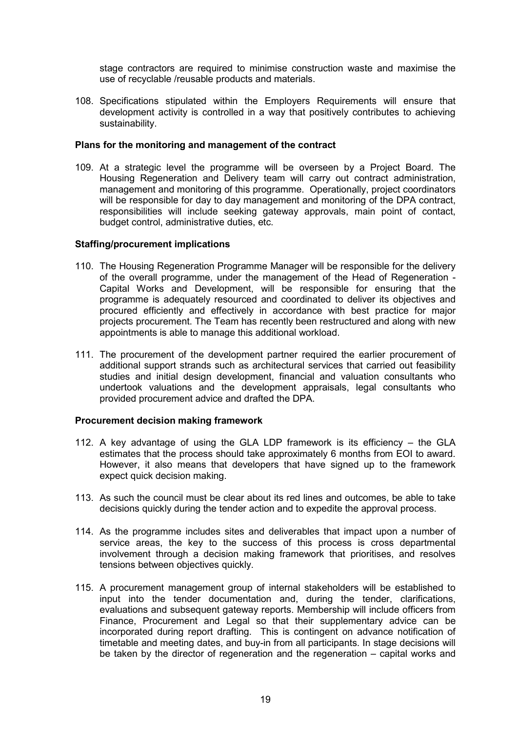stage contractors are required to minimise construction waste and maximise the use of recyclable /reusable products and materials.

108. Specifications stipulated within the Employers Requirements will ensure that development activity is controlled in a way that positively contributes to achieving sustainability.

**Plans for the monitoring and management of the contract**

109. At a strategic level the programme will be overseen by a Project Board. The Housing Regeneration and Delivery team will carry out contract administration, management and monitoring of this programme. Operationally, project coordinators will be responsible for day to day management and monitoring of the DPA contract, responsibilities will include seeking gateway approvals, main point of contact, budget control, administrative duties, etc.

**Staffing/procurement implications**

110. The Housing Regeneration Programme Manager will be responsible for the delivery of the overall programme, under the management of the Head of Regeneration - Capital Works and Development, will be responsible for ensuring that the programme is adequately resourced and coordinated to deliver its objectives and procured efficiently and effectively in accordance with best practice for major projects procurement. The Team has recently been restructured and along with new appointments is able to manage this additional workload.

111. The procurement of the development partner required the earlier procurement of additional support strands such as architectural services that carried out feasibility studies and initial design development, financial and valuation consultants who undertook valuations and the development appraisals, legal consultants who provided procurement advice and drafted the DPA.

**Procurement decision making framework**

112. A key advantage of using the GLA LDP framework is its efficiency – the GLA estimates that the process should take approximately 6 months from EOI to award. However, it also means that developers that have signed up to the framework expect quick decision making.

113. As such the council must be clear about its red lines and outcomes, be able to take decisions quickly during the tender action and to expedite the approval process.

114. As the programme includes sites and deliverables that impact upon a number of service areas, the key to the success of this process is cross departmental involvement through a decision making framework that prioritises, and resolves tensions between objectives quickly.

115. A procurement management group of internal stakeholders will be established to input into the tender documentation and, during the tender, clarifications, evaluations and subsequent gateway reports. Membership will include officers from Finance, Procurement and Legal so that their supplementary advice can be incorporated during report drafting. This is contingent on advance notification of timetable and meeting dates, and buy-in from all participants. In stage decisions will be taken by the director of regeneration and the regeneration – capital works and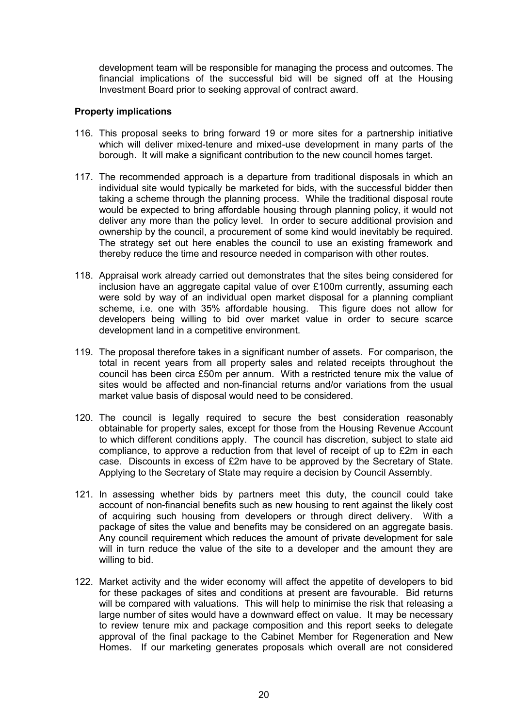development team will be responsible for managing the process and outcomes. The financial implications of the successful bid will be signed off at the Housing Investment Board prior to seeking approval of contract award.

**Property implications**

116. This proposal seeks to bring forward 19 or more sites for a partnership initiative which will deliver mixed-tenure and mixed-use development in many parts of the borough. It will make a significant contribution to the new council homes target.

117. The recommended approach is a departure from traditional disposals in which an individual site would typically be marketed for bids, with the successful bidder then taking a scheme through the planning process. While the traditional disposal route would be expected to bring affordable housing through planning policy, it would not deliver any more than the policy level. In order to secure additional provision and ownership by the council, a procurement of some kind would inevitably be required. The strategy set out here enables the council to use an existing framework and thereby reduce the time and resource needed in comparison with other routes.

118. Appraisal work already carried out demonstrates that the sites being considered for inclusion have an aggregate capital value of over £100m currently, assuming each were sold by way of an individual open market disposal for a planning compliant scheme, i.e. one with 35% affordable housing. This figure does not allow for developers being willing to bid over market value in order to secure scarce development land in a competitive environment.

119. The proposal therefore takes in a significant number of assets. For comparison, the total in recent years from all property sales and related receipts throughout the council has been circa £50m per annum. With a restricted tenure mix the value of sites would be affected and non-financial returns and/or variations from the usual market value basis of disposal would need to be considered.

120. The council is legally required to secure the best consideration reasonably obtainable for property sales, except for those from the Housing Revenue Account to which different conditions apply. The council has discretion, subject to state aid compliance, to approve a reduction from that level of receipt of up to £2m in each case. Discounts in excess of £2m have to be approved by the Secretary of State. Applying to the Secretary of State may require a decision by Council Assembly.

121. In assessing whether bids by partners meet this duty, the council could take account of non-financial benefits such as new housing to rent against the likely cost of acquiring such housing from developers or through direct delivery. With a package of sites the value and benefits may be considered on an aggregate basis. Any council requirement which reduces the amount of private development for sale will in turn reduce the value of the site to a developer and the amount they are willing to bid.

122. Market activity and the wider economy will affect the appetite of developers to bid for these packages of sites and conditions at present are favourable. Bid returns will be compared with valuations. This will help to minimise the risk that releasing a large number of sites would have a downward effect on value. It may be necessary to review tenure mix and package composition and this report seeks to delegate approval of the final package to the Cabinet Member for Regeneration and New Homes. If our marketing generates proposals which overall are not considered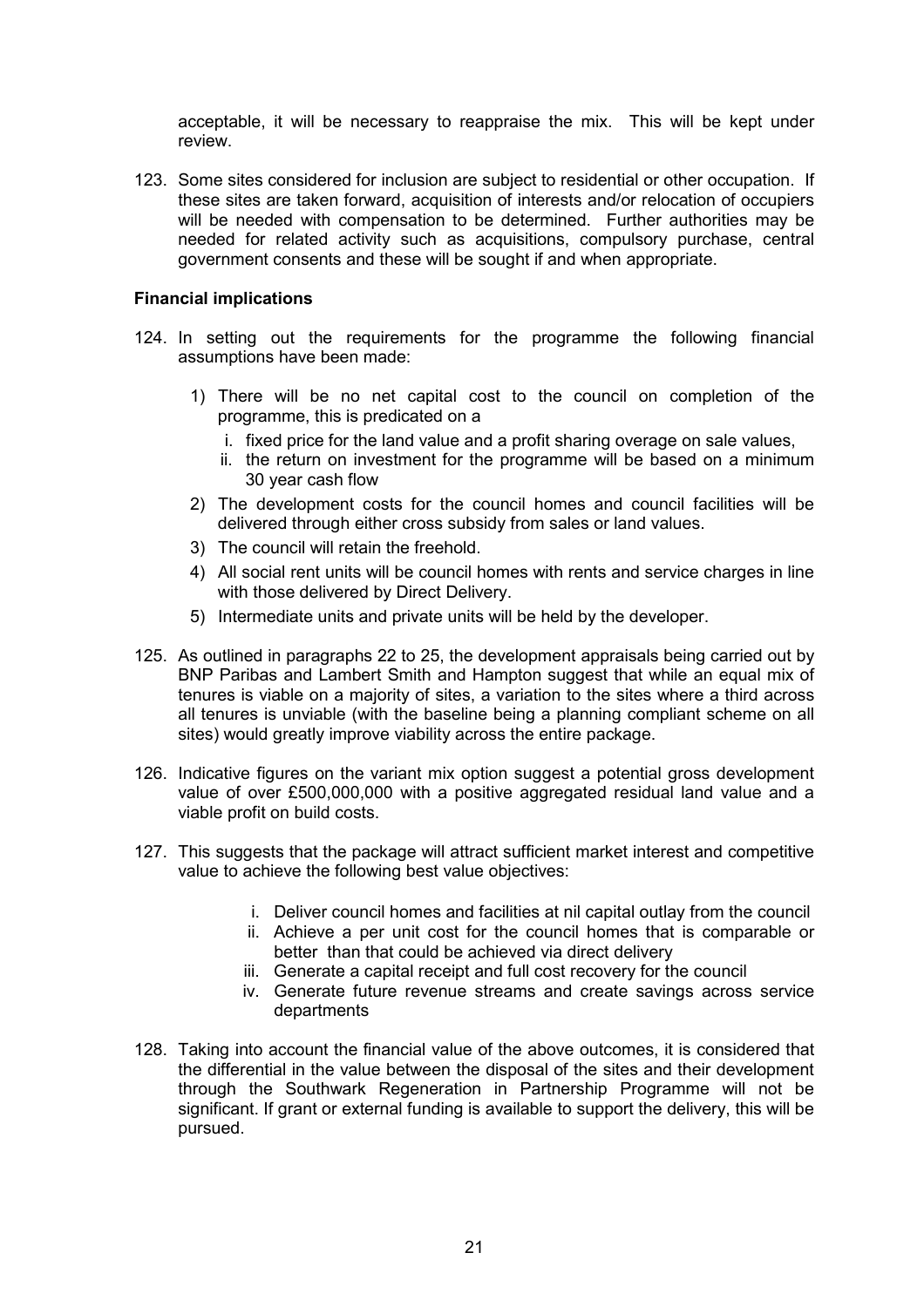acceptable, it will be necessary to reappraise the mix. This will be kept under review.

123. Some sites considered for inclusion are subject to residential or other occupation. If these sites are taken forward, acquisition of interests and/or relocation of occupiers will be needed with compensation to be determined. Further authorities may be needed for related activity such as acquisitions, compulsory purchase, central government consents and these will be sought if and when appropriate.

**Financial implications**

124. In setting out the requirements for the programme the following financial assumptions have been made:

    1) There will be no net capital cost to the council on completion of the programme, this is predicated on a
        i. fixed price for the land value and a profit sharing overage on sale values,
        ii. the return on investment for the programme will be based on a minimum 30 year cash flow
    2) The development costs for the council homes and council facilities will be delivered through either cross subsidy from sales or land values.
    3) The council will retain the freehold.
    4) All social rent units will be council homes with rents and service charges in line with those delivered by Direct Delivery.
    5) Intermediate units and private units will be held by the developer.

125. As outlined in paragraphs 22 to 25, the development appraisals being carried out by BNP Paribas and Lambert Smith and Hampton suggest that while an equal mix of tenures is viable on a majority of sites, a variation to the sites where a third across all tenures is unviable (with the baseline being a planning compliant scheme on all sites) would greatly improve viability across the entire package.

126. Indicative figures on the variant mix option suggest a potential gross development value of over £500,000,000 with a positive aggregated residual land value and a viable profit on build costs.

127. This suggests that the package will attract sufficient market interest and competitive value to achieve the following best value objectives:

    i. Deliver council homes and facilities at nil capital outlay from the council
    ii. Achieve a per unit cost for the council homes that is comparable or better than that could be achieved via direct delivery
    iii. Generate a capital receipt and full cost recovery for the council
    iv. Generate future revenue streams and create savings across service departments

128. Taking into account the financial value of the above outcomes, it is considered that the differential in the value between the disposal of the sites and their development through the Southwark Regeneration in Partnership Programme will not be significant. If grant or external funding is available to support the delivery, this will be pursued.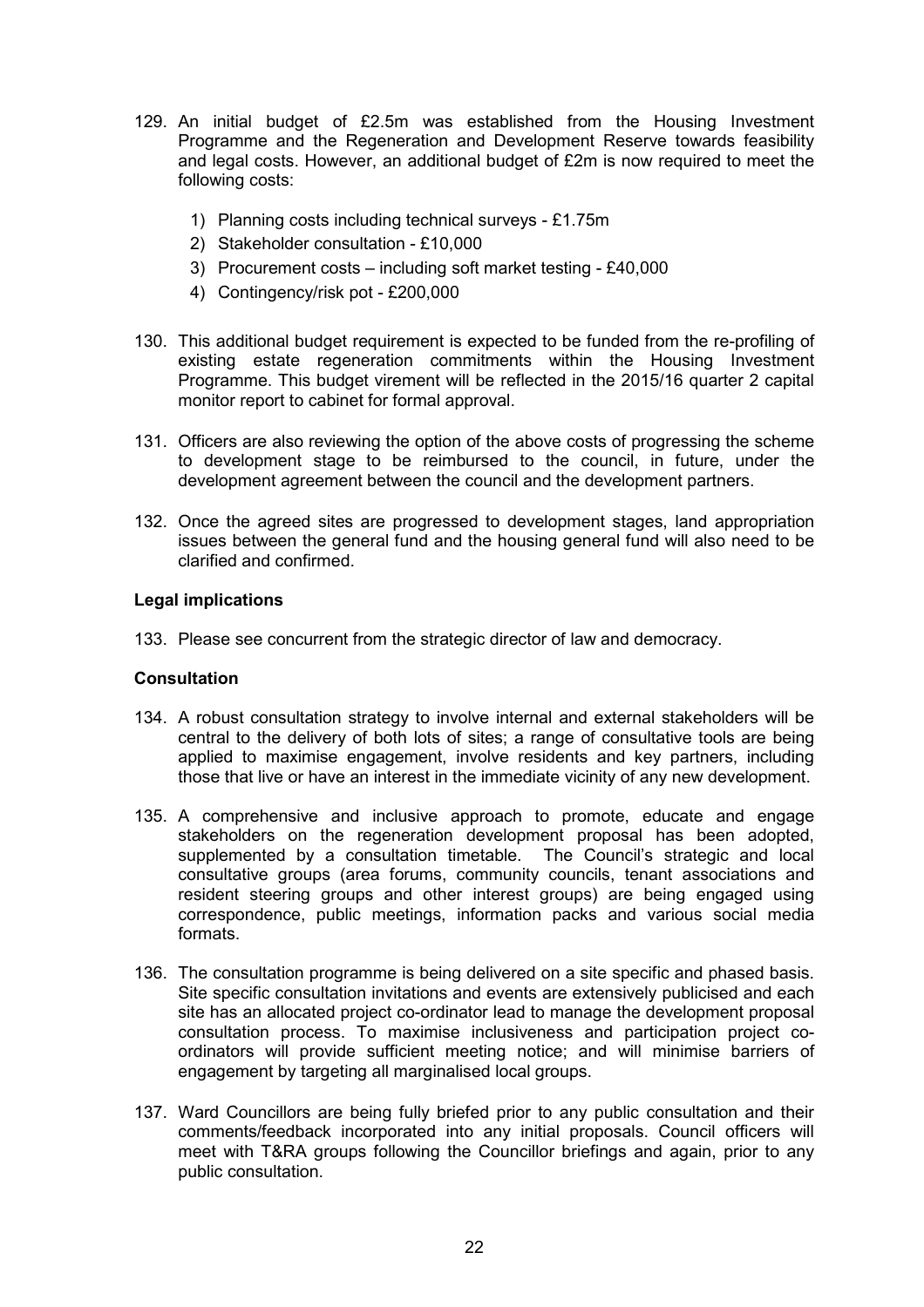129. An initial budget of £2.5m was established from the Housing Investment Programme and the Regeneration and Development Reserve towards feasibility and legal costs. However, an additional budget of £2m is now required to meet the following costs:

    1) Planning costs including technical surveys - £1.75m
    2) Stakeholder consultation - £10,000
    3) Procurement costs – including soft market testing - £40,000
    4) Contingency/risk pot - £200,000

130. This additional budget requirement is expected to be funded from the re-profiling of existing estate regeneration commitments within the Housing Investment Programme. This budget virement will be reflected in the 2015/16 quarter 2 capital monitor report to cabinet for formal approval.

131. Officers are also reviewing the option of the above costs of progressing the scheme to development stage to be reimbursed to the council, in future, under the development agreement between the council and the development partners.

132. Once the agreed sites are progressed to development stages, land appropriation issues between the general fund and the housing general fund will also need to be clarified and confirmed.

**Legal implications**

133. Please see concurrent from the strategic director of law and democracy.

**Consultation**

134. A robust consultation strategy to involve internal and external stakeholders will be central to the delivery of both lots of sites; a range of consultative tools are being applied to maximise engagement, involve residents and key partners, including those that live or have an interest in the immediate vicinity of any new development.

135. A comprehensive and inclusive approach to promote, educate and engage stakeholders on the regeneration development proposal has been adopted, supplemented by a consultation timetable. The Council's strategic and local consultative groups (area forums, community councils, tenant associations and resident steering groups and other interest groups) are being engaged using correspondence, public meetings, information packs and various social media formats.

136. The consultation programme is being delivered on a site specific and phased basis. Site specific consultation invitations and events are extensively publicised and each site has an allocated project co-ordinator lead to manage the development proposal consultation process. To maximise inclusiveness and participation project co-ordinators will provide sufficient meeting notice; and will minimise barriers of engagement by targeting all marginalised local groups.

137. Ward Councillors are being fully briefed prior to any public consultation and their comments/feedback incorporated into any initial proposals. Council officers will meet with T&RA groups following the Councillor briefings and again, prior to any public consultation.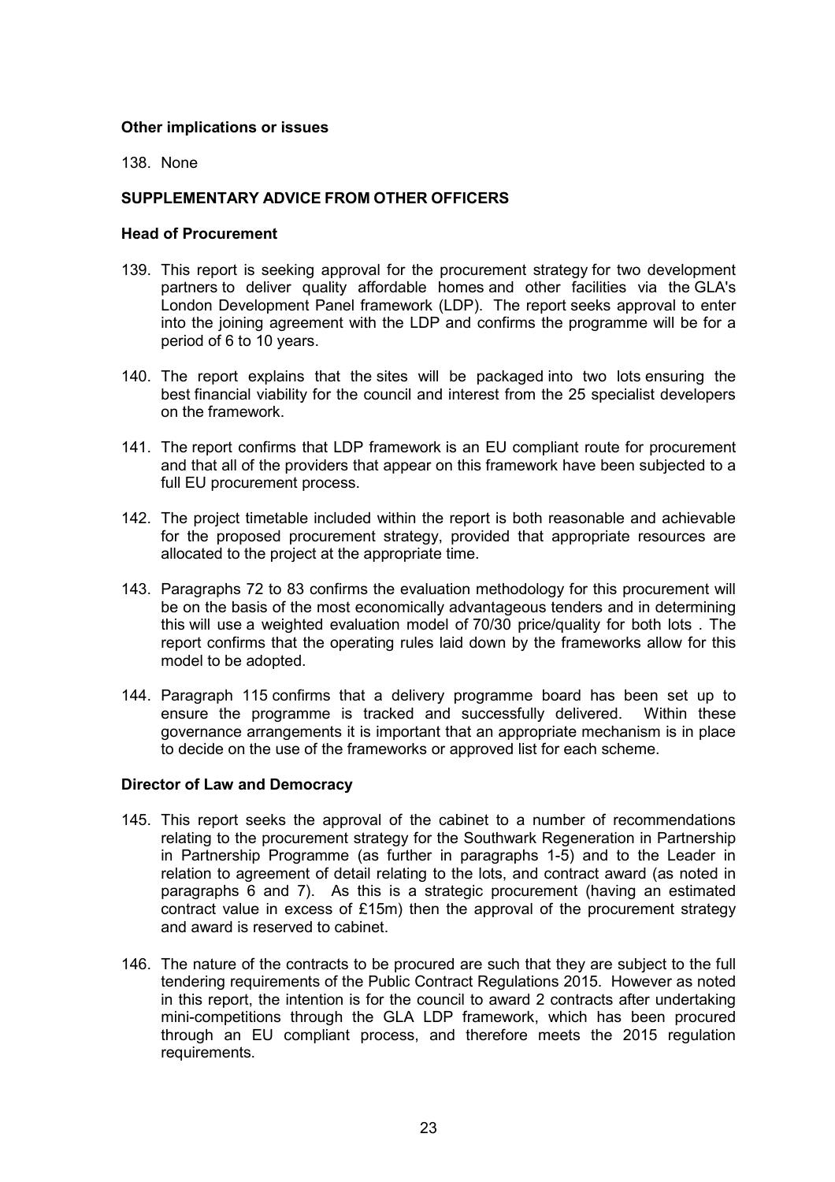**Other implications or issues**

138. None

## SUPPLEMENTARY ADVICE FROM OTHER OFFICERS

**Head of Procurement**

139. This report is seeking approval for the procurement strategy for two development partners to deliver quality affordable homes and other facilities via the GLA's London Development Panel framework (LDP). The report seeks approval to enter into the joining agreement with the LDP and confirms the programme will be for a period of 6 to 10 years.

140. The report explains that the sites will be packaged into two lots ensuring the best financial viability for the council and interest from the 25 specialist developers on the framework.

141. The report confirms that LDP framework is an EU compliant route for procurement and that all of the providers that appear on this framework have been subjected to a full EU procurement process.

142. The project timetable included within the report is both reasonable and achievable for the proposed procurement strategy, provided that appropriate resources are allocated to the project at the appropriate time.

143. Paragraphs 72 to 83 confirms the evaluation methodology for this procurement will be on the basis of the most economically advantageous tenders and in determining this will use a weighted evaluation model of 70/30 price/quality for both lots . The report confirms that the operating rules laid down by the frameworks allow for this model to be adopted.

144. Paragraph 115 confirms that a delivery programme board has been set up to ensure the programme is tracked and successfully delivered. Within these governance arrangements it is important that an appropriate mechanism is in place to decide on the use of the frameworks or approved list for each scheme.

**Director of Law and Democracy**

145. This report seeks the approval of the cabinet to a number of recommendations relating to the procurement strategy for the Southwark Regeneration in Partnership in Partnership Programme (as further in paragraphs 1-5) and to the Leader in relation to agreement of detail relating to the lots, and contract award (as noted in paragraphs 6 and 7). As this is a strategic procurement (having an estimated contract value in excess of £15m) then the approval of the procurement strategy and award is reserved to cabinet.

146. The nature of the contracts to be procured are such that they are subject to the full tendering requirements of the Public Contract Regulations 2015. However as noted in this report, the intention is for the council to award 2 contracts after undertaking mini-competitions through the GLA LDP framework, which has been procured through an EU compliant process, and therefore meets the 2015 regulation requirements.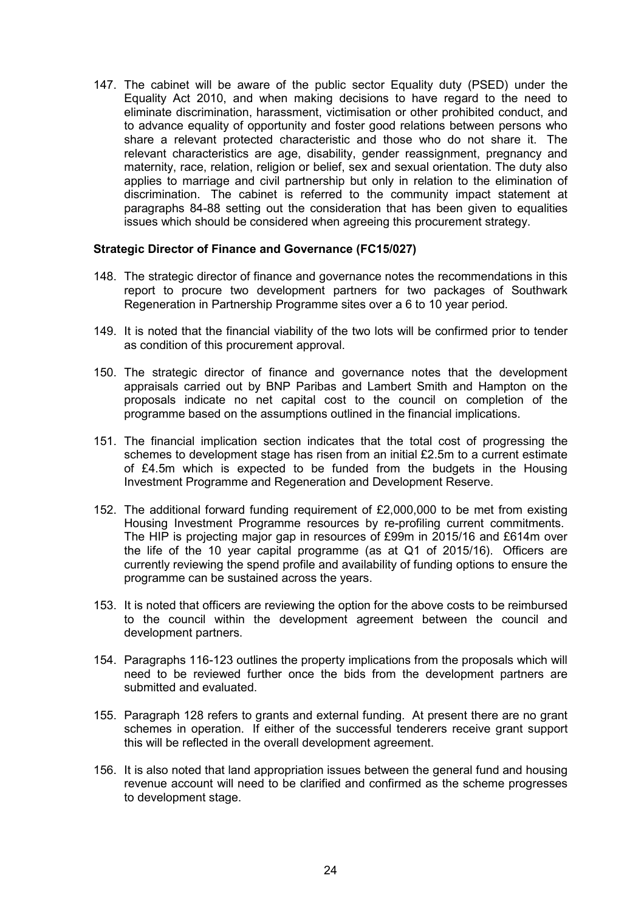147. The cabinet will be aware of the public sector Equality duty (PSED) under the Equality Act 2010, and when making decisions to have regard to the need to eliminate discrimination, harassment, victimisation or other prohibited conduct, and to advance equality of opportunity and foster good relations between persons who share a relevant protected characteristic and those who do not share it. The relevant characteristics are age, disability, gender reassignment, pregnancy and maternity, race, relation, religion or belief, sex and sexual orientation. The duty also applies to marriage and civil partnership but only in relation to the elimination of discrimination. The cabinet is referred to the community impact statement at paragraphs 84-88 setting out the consideration that has been given to equalities issues which should be considered when agreeing this procurement strategy.

**Strategic Director of Finance and Governance (FC15/027)**

148. The strategic director of finance and governance notes the recommendations in this report to procure two development partners for two packages of Southwark Regeneration in Partnership Programme sites over a 6 to 10 year period.

149. It is noted that the financial viability of the two lots will be confirmed prior to tender as condition of this procurement approval.

150. The strategic director of finance and governance notes that the development appraisals carried out by BNP Paribas and Lambert Smith and Hampton on the proposals indicate no net capital cost to the council on completion of the programme based on the assumptions outlined in the financial implications.

151. The financial implication section indicates that the total cost of progressing the schemes to development stage has risen from an initial £2.5m to a current estimate of £4.5m which is expected to be funded from the budgets in the Housing Investment Programme and Regeneration and Development Reserve.

152. The additional forward funding requirement of £2,000,000 to be met from existing Housing Investment Programme resources by re-profiling current commitments. The HIP is projecting major gap in resources of £99m in 2015/16 and £614m over the life of the 10 year capital programme (as at Q1 of 2015/16). Officers are currently reviewing the spend profile and availability of funding options to ensure the programme can be sustained across the years.

153. It is noted that officers are reviewing the option for the above costs to be reimbursed to the council within the development agreement between the council and development partners.

154. Paragraphs 116-123 outlines the property implications from the proposals which will need to be reviewed further once the bids from the development partners are submitted and evaluated.

155. Paragraph 128 refers to grants and external funding. At present there are no grant schemes in operation. If either of the successful tenderers receive grant support this will be reflected in the overall development agreement.

156. It is also noted that land appropriation issues between the general fund and housing revenue account will need to be clarified and confirmed as the scheme progresses to development stage.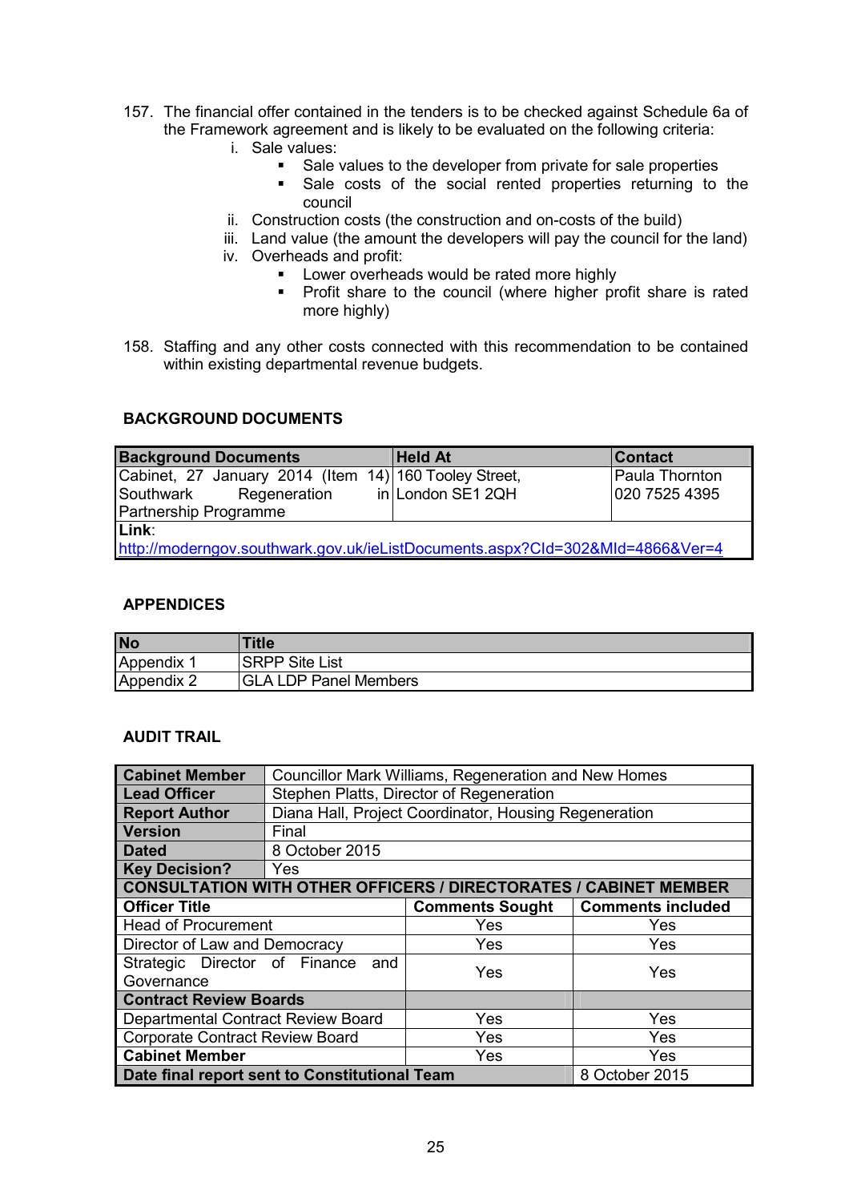157. The financial offer contained in the tenders is to be checked against Schedule 6a of the Framework agreement and is likely to be evaluated on the following criteria:
   i. Sale values:
      - Sale values to the developer from private for sale properties
      - Sale costs of the social rented properties returning to the council
   ii. Construction costs (the construction and on-costs of the build)
   iii. Land value (the amount the developers will pay the council for the land)
   iv. Overheads and profit:
      - Lower overheads would be rated more highly
      - Profit share to the council (where higher profit share is rated more highly)

158. Staffing and any other costs connected with this recommendation to be contained within existing departmental revenue budgets.

## BACKGROUND DOCUMENTS

| Background Documents | Held At | Contact |
|---|---|---|
| Cabinet, 27 January 2014 (Item 14) Southwark Regeneration in Partnership Programme | 160 Tooley Street, London SE1 2QH | Paula Thornton 020 7525 4395 |
| **Link**: http://moderngov.southwark.gov.uk/ieListDocuments.aspx?CId=302&MId=4866&Ver=4 | | |

## APPENDICES

| No | Title |
|---|---|
| Appendix 1 | SRPP Site List |
| Appendix 2 | GLA LDP Panel Members |

## AUDIT TRAIL

| | | |
|---|---|---|
| **Cabinet Member** | Councillor Mark Williams, Regeneration and New Homes | |
| **Lead Officer** | Stephen Platts, Director of Regeneration | |
| **Report Author** | Diana Hall, Project Coordinator, Housing Regeneration | |
| **Version** | Final | |
| **Dated** | 8 October 2015 | |
| **Key Decision?** | Yes | |
| **CONSULTATION WITH OTHER OFFICERS / DIRECTORATES / CABINET MEMBER** | | |
| **Officer Title** | **Comments Sought** | **Comments included** |
| Head of Procurement | Yes | Yes |
| Director of Law and Democracy | Yes | Yes |
| Strategic Director of Finance and Governance | Yes | Yes |
| **Contract Review Boards** | | |
| Departmental Contract Review Board | Yes | Yes |
| Corporate Contract Review Board | Yes | Yes |
| **Cabinet Member** | Yes | Yes |
| **Date final report sent to Constitutional Team** | | 8 October 2015 |